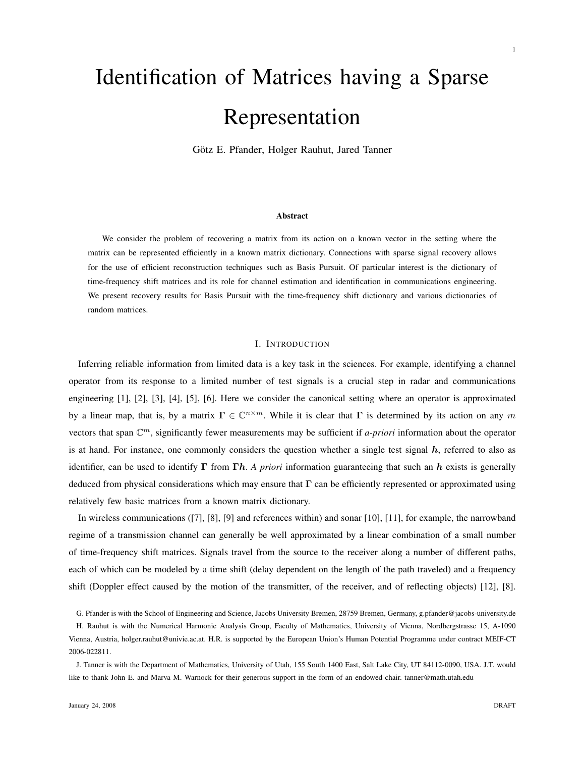# Identification of Matrices having a Sparse Representation

Götz E. Pfander, Holger Rauhut, Jared Tanner

### Abstract

We consider the problem of recovering a matrix from its action on a known vector in the setting where the matrix can be represented efficiently in a known matrix dictionary. Connections with sparse signal recovery allows for the use of efficient reconstruction techniques such as Basis Pursuit. Of particular interest is the dictionary of time-frequency shift matrices and its role for channel estimation and identification in communications engineering. We present recovery results for Basis Pursuit with the time-frequency shift dictionary and various dictionaries of random matrices.

## I. Introduction

Inferring reliable information from limited data is a key task in the sciences. For example, identifying a channel operator from its response to a limited number of test signals is a crucial step in radar and communications engineering [1], [2], [3], [4], [5], [6]. Here we consider the canonical setting where an operator is approximated by a linear map, that is, by a matrix $\mathbf{\Gamma} \in \mathbb{C}^{n \times m}$. While it is clear that $\mathbf{\Gamma}$ is determined by its action on any $m$ vectors that span $\mathbb{C}^m$, significantly fewer measurements may be sufficient if *a-priori* information about the operator is at hand. For instance, one commonly considers the question whether a single test signal $\boldsymbol{h}$, referred to also as identifier, can be used to identify $\mathbf{\Gamma}$ from $\mathbf{\Gamma}\boldsymbol{h}$. *A priori* information guaranteeing that such an $\boldsymbol{h}$ exists is generally deduced from physical considerations which may ensure that $\mathbf{\Gamma}$ can be efficiently represented or approximated using relatively few basic matrices from a known matrix dictionary.

In wireless communications ([7], [8], [9] and references within) and sonar [10], [11], for example, the narrowband regime of a transmission channel can generally be well approximated by a linear combination of a small number of time-frequency shift matrices. Signals travel from the source to the receiver along a number of different paths, each of which can be modeled by a time shift (delay dependent on the length of the path traveled) and a frequency shift (Doppler effect caused by the motion of the transmitter, of the receiver, and of reflecting objects) [12], [8].

G. Pfander is with the School of Engineering and Science, Jacobs University Bremen, 28759 Bremen, Germany, g.pfander@jacobs-university.de

H. Rauhut is with the Numerical Harmonic Analysis Group, Faculty of Mathematics, University of Vienna, Nordbergstrasse 15, A-1090 Vienna, Austria, holger.rauhut@univie.ac.at. H.R. is supported by the European Union's Human Potential Programme under contract MEIF-CT 2006-022811.

J. Tanner is with the Department of Mathematics, University of Utah, 155 South 1400 East, Salt Lake City, UT 84112-0090, USA. J.T. would like to thank John E. and Marva M. Warnock for their generous support in the form of an endowed chair. tanner@math.utah.edu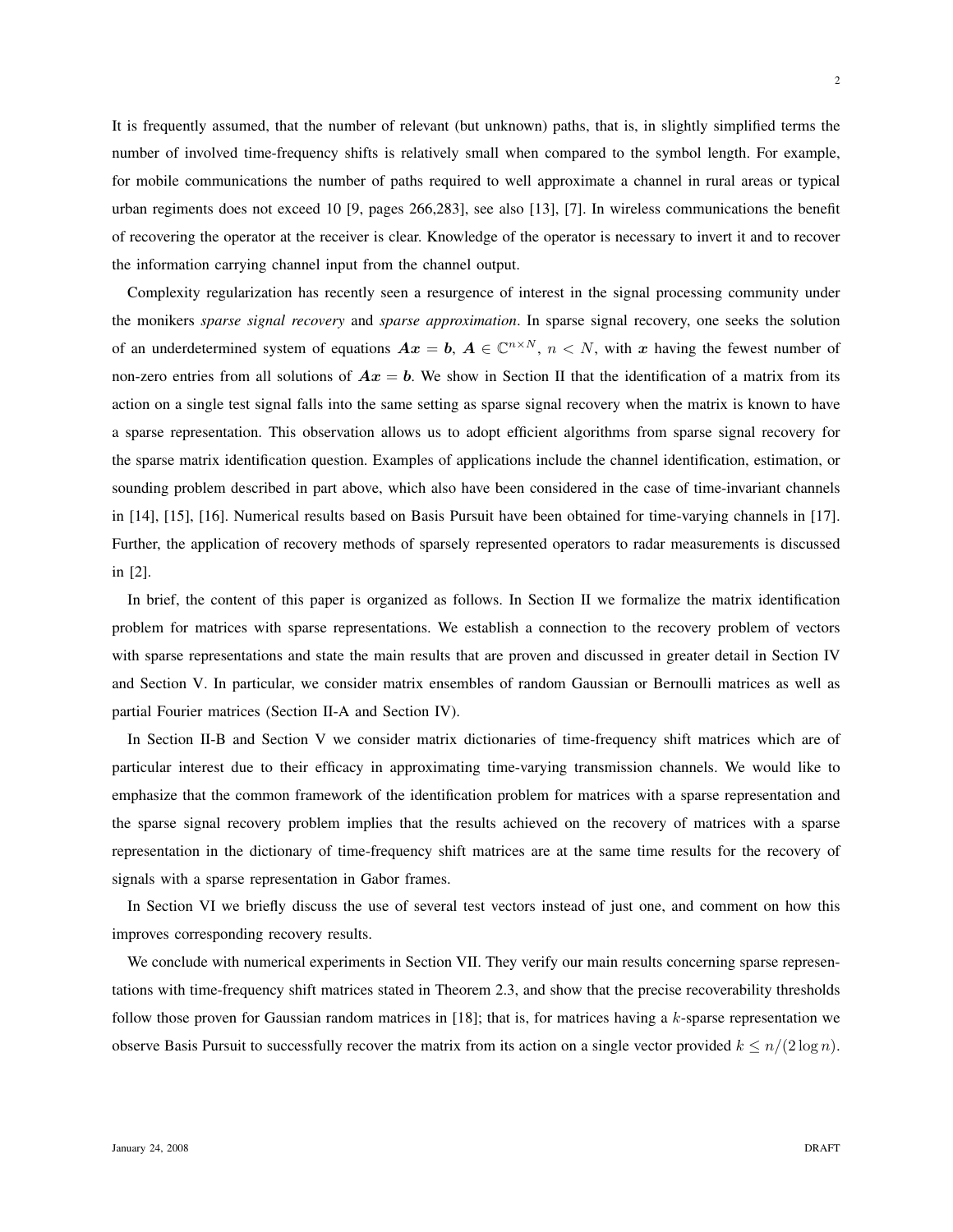It is frequently assumed, that the number of relevant (but unknown) paths, that is, in slightly simplified terms the number of involved time-frequency shifts is relatively small when compared to the symbol length. For example, for mobile communications the number of paths required to well approximate a channel in rural areas or typical urban regiments does not exceed 10 [9, pages 266,283], see also [13], [7]. In wireless communications the benefit of recovering the operator at the receiver is clear. Knowledge of the operator is necessary to invert it and to recover the information carrying channel input from the channel output.

Complexity regularization has recently seen a resurgence of interest in the signal processing community under the monikers *sparse signal recovery* and *sparse approximation*. In sparse signal recovery, one seeks the solution of an underdetermined system of equations $\boldsymbol{A}\boldsymbol{x} = \boldsymbol{b}$, $\boldsymbol{A} \in \mathbb{C}^{n \times N}$, $n < N$, with $\boldsymbol{x}$ having the fewest number of non-zero entries from all solutions of $\boldsymbol{A}\boldsymbol{x} = \boldsymbol{b}$. We show in Section II that the identification of a matrix from its action on a single test signal falls into the same setting as sparse signal recovery when the matrix is known to have a sparse representation. This observation allows us to adopt efficient algorithms from sparse signal recovery for the sparse matrix identification question. Examples of applications include the channel identification, estimation, or sounding problem described in part above, which also have been considered in the case of time-invariant channels in [14], [15], [16]. Numerical results based on Basis Pursuit have been obtained for time-varying channels in [17]. Further, the application of recovery methods of sparsely represented operators to radar measurements is discussed in [2].

In brief, the content of this paper is organized as follows. In Section II we formalize the matrix identification problem for matrices with sparse representations. We establish a connection to the recovery problem of vectors with sparse representations and state the main results that are proven and discussed in greater detail in Section IV and Section V. In particular, we consider matrix ensembles of random Gaussian or Bernoulli matrices as well as partial Fourier matrices (Section II-A and Section IV).

In Section II-B and Section V we consider matrix dictionaries of time-frequency shift matrices which are of particular interest due to their efficacy in approximating time-varying transmission channels. We would like to emphasize that the common framework of the identification problem for matrices with a sparse representation and the sparse signal recovery problem implies that the results achieved on the recovery of matrices with a sparse representation in the dictionary of time-frequency shift matrices are at the same time results for the recovery of signals with a sparse representation in Gabor frames.

In Section VI we briefly discuss the use of several test vectors instead of just one, and comment on how this improves corresponding recovery results.

We conclude with numerical experiments in Section VII. They verify our main results concerning sparse representations with time-frequency shift matrices stated in Theorem 2.3, and show that the precise recoverability thresholds follow those proven for Gaussian random matrices in [18]; that is, for matrices having a $k$-sparse representation we observe Basis Pursuit to successfully recover the matrix from its action on a single vector provided $k \leq n/(2 \log n)$.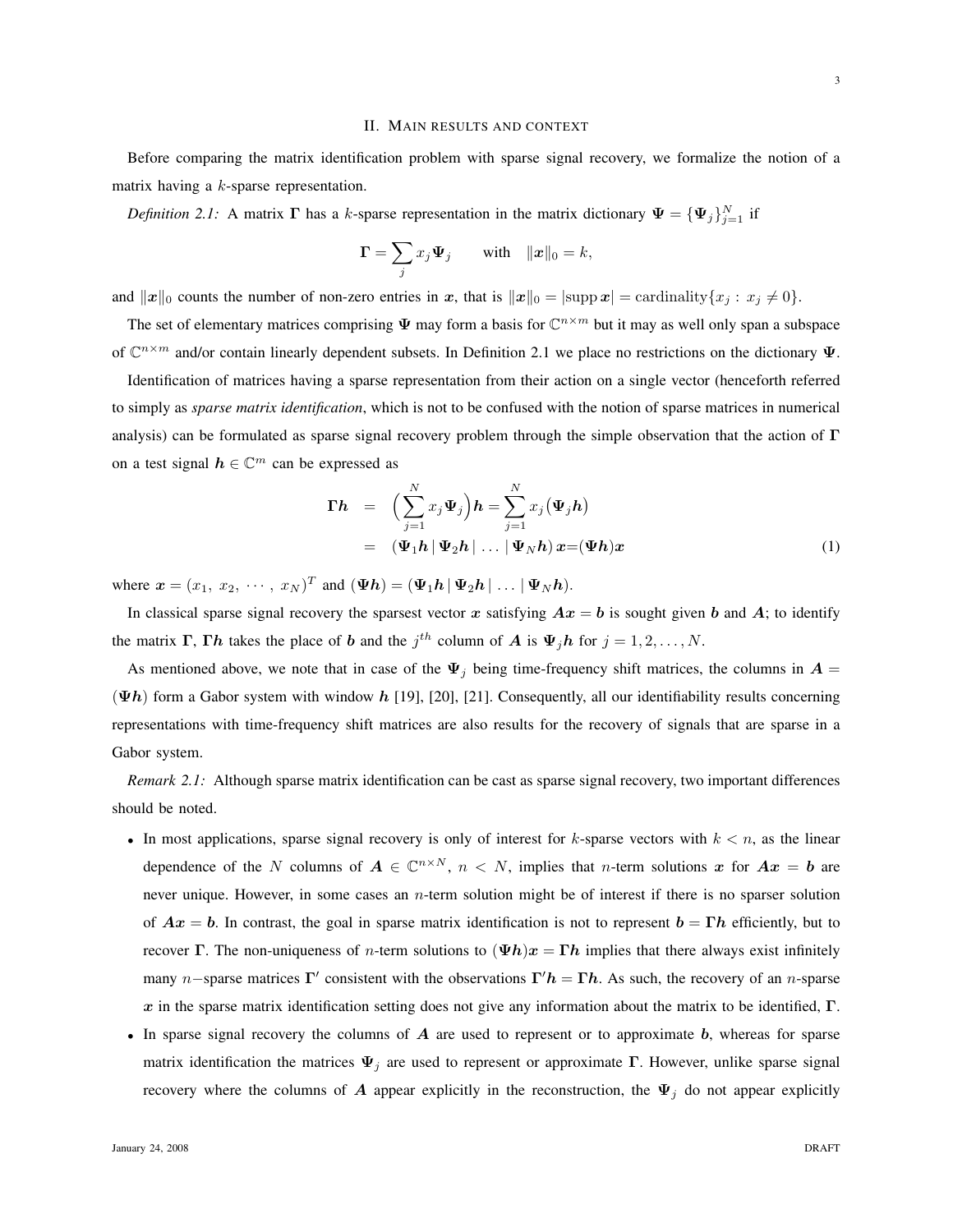## II. Main results and context

Before comparing the matrix identification problem with sparse signal recovery, we formalize the notion of a matrix having a $k$-sparse representation.

*Definition 2.1:* A matrix $\boldsymbol{\Gamma}$ has a $k$-sparse representation in the matrix dictionary $\boldsymbol{\Psi} = \{\boldsymbol{\Psi}_j\}_{j=1}^N$ if

$$\boldsymbol{\Gamma} = \sum_j x_j \boldsymbol{\Psi}_j \qquad \text{with} \quad \|\boldsymbol{x}\|_0 = k,$$

and $\|\boldsymbol{x}\|_0$ counts the number of non-zero entries in $\boldsymbol{x}$, that is $\|\boldsymbol{x}\|_0 = |\operatorname{supp} \boldsymbol{x}| = \operatorname{cardinality}\{x_j : x_j \neq 0\}$.

The set of elementary matrices comprising $\boldsymbol{\Psi}$ may form a basis for $\mathbb{C}^{n\times m}$ but it may as well only span a subspace of $\mathbb{C}^{n\times m}$ and/or contain linearly dependent subsets. In Definition 2.1 we place no restrictions on the dictionary $\boldsymbol{\Psi}$.

Identification of matrices having a sparse representation from their action on a single vector (henceforth referred to simply as *sparse matrix identification*, which is not to be confused with the notion of sparse matrices in numerical analysis) can be formulated as sparse signal recovery problem through the simple observation that the action of $\boldsymbol{\Gamma}$ on a test signal $\boldsymbol{h} \in \mathbb{C}^m$ can be expressed as

$$\begin{aligned} \boldsymbol{\Gamma h} &= \Big(\sum_{j=1}^N x_j \boldsymbol{\Psi}_j\Big)\boldsymbol{h} = \sum_{j=1}^N x_j \big(\boldsymbol{\Psi}_j \boldsymbol{h}\big) \\ &= \left(\boldsymbol{\Psi}_1\boldsymbol{h} \,|\, \boldsymbol{\Psi}_2\boldsymbol{h} \,|\, \ldots \,|\, \boldsymbol{\Psi}_N\boldsymbol{h}\right)\boldsymbol{x} = (\boldsymbol{\Psi h})\boldsymbol{x} \end{aligned} \tag{1}$$

where $\boldsymbol{x} = (x_1,\ x_2,\ \cdots,\ x_N)^T$ and $(\boldsymbol{\Psi h}) = (\boldsymbol{\Psi}_1\boldsymbol{h} \,|\, \boldsymbol{\Psi}_2\boldsymbol{h} \,|\, \ldots \,|\, \boldsymbol{\Psi}_N\boldsymbol{h})$.

In classical sparse signal recovery the sparsest vector $\boldsymbol{x}$ satisfying $\boldsymbol{Ax} = \boldsymbol{b}$ is sought given $\boldsymbol{b}$ and $\boldsymbol{A}$; to identify the matrix $\boldsymbol{\Gamma}$, $\boldsymbol{\Gamma h}$ takes the place of $\boldsymbol{b}$ and the $j^{th}$ column of $\boldsymbol{A}$ is $\boldsymbol{\Psi}_j\boldsymbol{h}$ for $j = 1, 2, \ldots, N$.

As mentioned above, we note that in case of the $\boldsymbol{\Psi}_j$ being time-frequency shift matrices, the columns in $\boldsymbol{A} = (\boldsymbol{\Psi h})$ form a Gabor system with window $\boldsymbol{h}$ [19], [20], [21]. Consequently, all our identifiability results concerning representations with time-frequency shift matrices are also results for the recovery of signals that are sparse in a Gabor system.

*Remark 2.1:* Although sparse matrix identification can be cast as sparse signal recovery, two important differences should be noted.

- In most applications, sparse signal recovery is only of interest for $k$-sparse vectors with $k < n$, as the linear dependence of the $N$ columns of $\boldsymbol{A} \in \mathbb{C}^{n\times N}$, $n < N$, implies that $n$-term solutions $\boldsymbol{x}$ for $\boldsymbol{Ax} = \boldsymbol{b}$ are never unique. However, in some cases an $n$-term solution might be of interest if there is no sparser solution of $\boldsymbol{Ax} = \boldsymbol{b}$. In contrast, the goal in sparse matrix identification is not to represent $\boldsymbol{b} = \boldsymbol{\Gamma h}$ efficiently, but to recover $\boldsymbol{\Gamma}$. The non-uniqueness of $n$-term solutions to $(\boldsymbol{\Psi h})\boldsymbol{x} = \boldsymbol{\Gamma h}$ implies that there always exist infinitely many $n-$sparse matrices $\boldsymbol{\Gamma}'$ consistent with the observations $\boldsymbol{\Gamma}'\boldsymbol{h} = \boldsymbol{\Gamma h}$. As such, the recovery of an $n$-sparse $\boldsymbol{x}$ in the sparse matrix identification setting does not give any information about the matrix to be identified, $\boldsymbol{\Gamma}$.
- In sparse signal recovery the columns of $\boldsymbol{A}$ are used to represent or to approximate $\boldsymbol{b}$, whereas for sparse matrix identification the matrices $\boldsymbol{\Psi}_j$ are used to represent or approximate $\boldsymbol{\Gamma}$. However, unlike sparse signal recovery where the columns of $\boldsymbol{A}$ appear explicitly in the reconstruction, the $\boldsymbol{\Psi}_j$ do not appear explicitly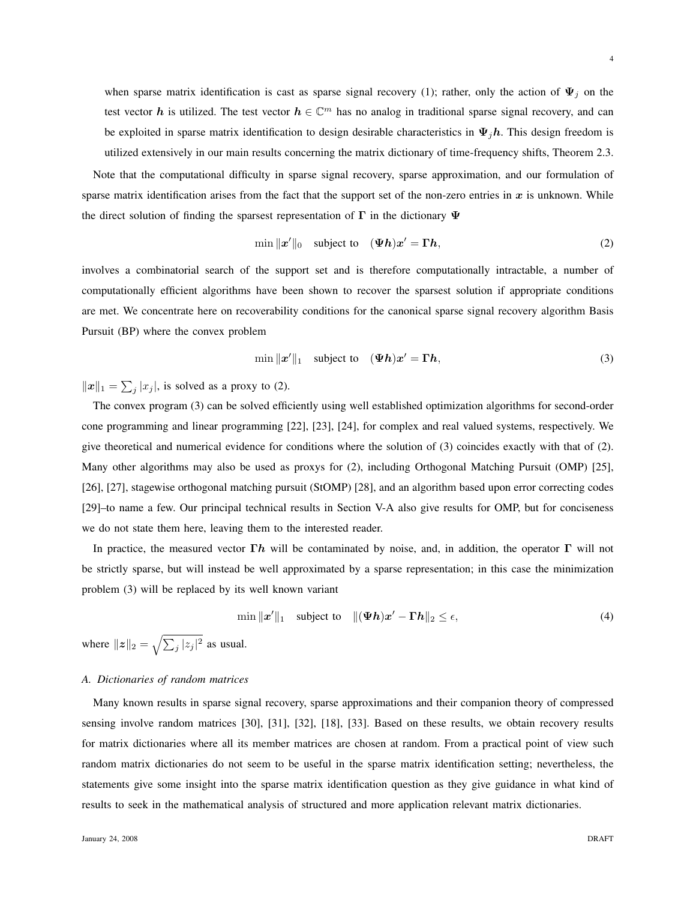when sparse matrix identification is cast as sparse signal recovery (1); rather, only the action of $\boldsymbol{\Psi}_j$ on the test vector $\boldsymbol{h}$ is utilized. The test vector $\boldsymbol{h} \in \mathbb{C}^m$ has no analog in traditional sparse signal recovery, and can be exploited in sparse matrix identification to design desirable characteristics in $\boldsymbol{\Psi}_j \boldsymbol{h}$. This design freedom is utilized extensively in our main results concerning the matrix dictionary of time-frequency shifts, Theorem 2.3.

Note that the computational difficulty in sparse signal recovery, sparse approximation, and our formulation of sparse matrix identification arises from the fact that the support set of the non-zero entries in $\boldsymbol{x}$ is unknown. While the direct solution of finding the sparsest representation of $\boldsymbol{\Gamma}$ in the dictionary $\boldsymbol{\Psi}$

$$\min \|\boldsymbol{x}'\|_0 \quad \text{subject to} \quad (\boldsymbol{\Psi h})\boldsymbol{x}' = \boldsymbol{\Gamma h}, \tag{2}$$

involves a combinatorial search of the support set and is therefore computationally intractable, a number of computationally efficient algorithms have been shown to recover the sparsest solution if appropriate conditions are met. We concentrate here on recoverability conditions for the canonical sparse signal recovery algorithm Basis Pursuit (BP) where the convex problem

$$\min \|\boldsymbol{x}'\|_1 \quad \text{subject to} \quad (\boldsymbol{\Psi h})\boldsymbol{x}' = \boldsymbol{\Gamma h}, \tag{3}$$

$\|\boldsymbol{x}\|_1 = \sum_j |x_j|$, is solved as a proxy to (2).

The convex program (3) can be solved efficiently using well established optimization algorithms for second-order cone programming and linear programming [22], [23], [24], for complex and real valued systems, respectively. We give theoretical and numerical evidence for conditions where the solution of (3) coincides exactly with that of (2). Many other algorithms may also be used as proxys for (2), including Orthogonal Matching Pursuit (OMP) [25], [26], [27], stagewise orthogonal matching pursuit (StOMP) [28], and an algorithm based upon error correcting codes [29]–to name a few. Our principal technical results in Section V-A also give results for OMP, but for conciseness we do not state them here, leaving them to the interested reader.

In practice, the measured vector $\boldsymbol{\Gamma h}$ will be contaminated by noise, and, in addition, the operator $\boldsymbol{\Gamma}$ will not be strictly sparse, but will instead be well approximated by a sparse representation; in this case the minimization problem (3) will be replaced by its well known variant

$$\min \|\boldsymbol{x}'\|_1 \quad \text{subject to} \quad \|(\boldsymbol{\Psi h})\boldsymbol{x}' - \boldsymbol{\Gamma h}\|_2 \leq \epsilon, \tag{4}$$

where $\|\boldsymbol{z}\|_2 = \sqrt{\sum_j |z_j|^2}$ as usual.

### *A. Dictionaries of random matrices*

Many known results in sparse signal recovery, sparse approximations and their companion theory of compressed sensing involve random matrices [30], [31], [32], [18], [33]. Based on these results, we obtain recovery results for matrix dictionaries where all its member matrices are chosen at random. From a practical point of view such random matrix dictionaries do not seem to be useful in the sparse matrix identification setting; nevertheless, the statements give some insight into the sparse matrix identification question as they give guidance in what kind of results to seek in the mathematical analysis of structured and more application relevant matrix dictionaries.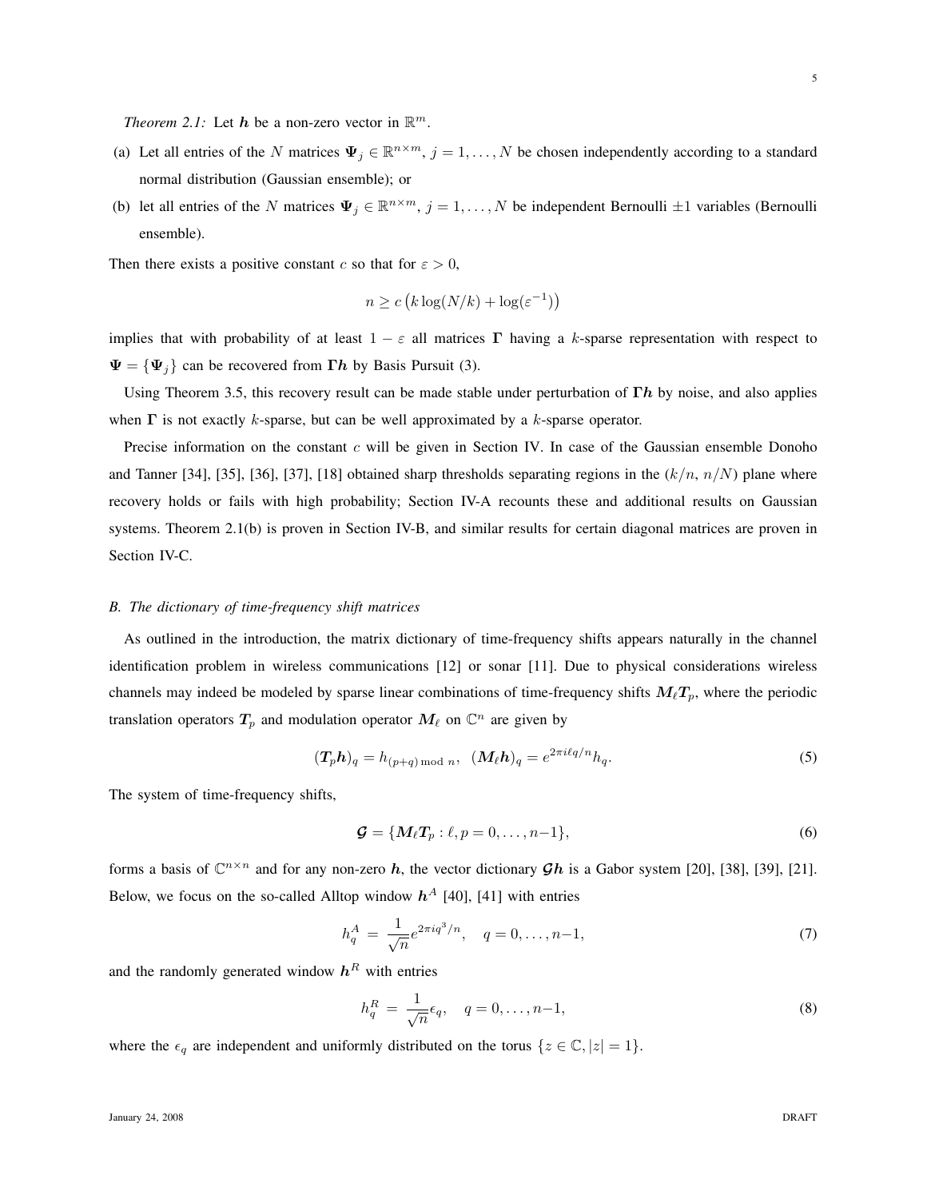*Theorem 2.1:* Let $\boldsymbol{h}$ be a non-zero vector in $\mathbb{R}^m$.

(a) Let all entries of the $N$ matrices $\boldsymbol{\Psi}_j \in \mathbb{R}^{n\times m}$, $j = 1,\ldots,N$ be chosen independently according to a standard normal distribution (Gaussian ensemble); or

(b) let all entries of the $N$ matrices $\boldsymbol{\Psi}_j \in \mathbb{R}^{n\times m}$, $j = 1,\ldots,N$ be independent Bernoulli $\pm 1$ variables (Bernoulli ensemble).

Then there exists a positive constant $c$ so that for $\varepsilon > 0$,

$$n \geq c\left(k\log(N/k) + \log(\varepsilon^{-1})\right)$$

implies that with probability of at least $1-\varepsilon$ all matrices $\boldsymbol{\Gamma}$ having a $k$-sparse representation with respect to $\boldsymbol{\Psi} = \{\boldsymbol{\Psi}_j\}$ can be recovered from $\boldsymbol{\Gamma h}$ by Basis Pursuit (3).

Using Theorem 3.5, this recovery result can be made stable under perturbation of $\boldsymbol{\Gamma h}$ by noise, and also applies when $\boldsymbol{\Gamma}$ is not exactly $k$-sparse, but can be well approximated by a $k$-sparse operator.

Precise information on the constant $c$ will be given in Section IV. In case of the Gaussian ensemble Donoho and Tanner [34], [35], [36], [37], [18] obtained sharp thresholds separating regions in the $(k/n,\, n/N)$ plane where recovery holds or fails with high probability; Section IV-A recounts these and additional results on Gaussian systems. Theorem 2.1(b) is proven in Section IV-B, and similar results for certain diagonal matrices are proven in Section IV-C.

### *B. The dictionary of time-frequency shift matrices*

As outlined in the introduction, the matrix dictionary of time-frequency shifts appears naturally in the channel identification problem in wireless communications [12] or sonar [11]. Due to physical considerations wireless channels may indeed be modeled by sparse linear combinations of time-frequency shifts $\boldsymbol{M}_\ell \boldsymbol{T}_p$, where the periodic translation operators $\boldsymbol{T}_p$ and modulation operator $\boldsymbol{M}_\ell$ on $\mathbb{C}^n$ are given by

$$(\boldsymbol{T}_p \boldsymbol{h})_q = h_{(p+q) \bmod n}, \quad (\boldsymbol{M}_\ell \boldsymbol{h})_q = e^{2\pi i \ell q/n} h_q. \tag{5}$$

The system of time-frequency shifts,

$$\boldsymbol{\mathcal{G}} = \{\boldsymbol{M}_\ell \boldsymbol{T}_p : \ell, p = 0,\ldots,n-1\}, \tag{6}$$

forms a basis of $\mathbb{C}^{n\times n}$ and for any non-zero $\boldsymbol{h}$, the vector dictionary $\boldsymbol{\mathcal{G}}\boldsymbol{h}$ is a Gabor system [20], [38], [39], [21]. Below, we focus on the so-called Alltop window $\boldsymbol{h}^A$ [40], [41] with entries

$$h^A_q = \frac{1}{\sqrt{n}} e^{2\pi i q^3/n}, \quad q = 0,\ldots,n-1, \tag{7}$$

and the randomly generated window $\boldsymbol{h}^R$ with entries

$$h^R_q = \frac{1}{\sqrt{n}} \epsilon_q, \quad q = 0,\ldots,n-1, \tag{8}$$

where the $\epsilon_q$ are independent and uniformly distributed on the torus $\{z \in \mathbb{C}, |z| = 1\}$.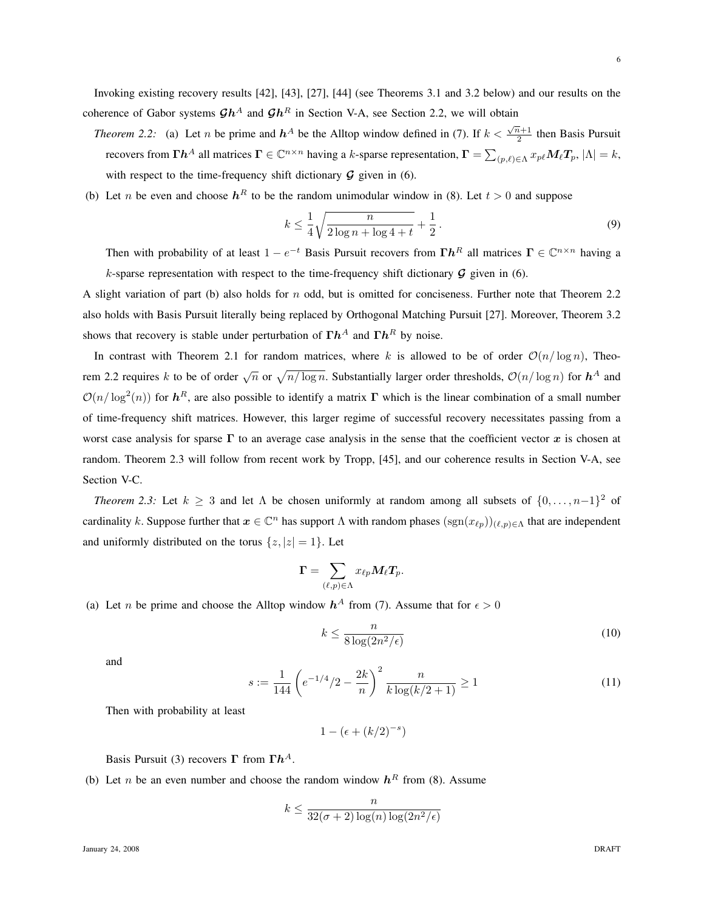Invoking existing recovery results [42], [43], [27], [44] (see Theorems 3.1 and 3.2 below) and our results on the coherence of Gabor systems $\mathcal{G}\boldsymbol{h}^A$ and $\mathcal{G}\boldsymbol{h}^R$ in Section V-A, see Section 2.2, we will obtain

*Theorem 2.2:* (a) Let $n$ be prime and $\boldsymbol{h}^A$ be the Alltop window defined in (7). If $k < \frac{\sqrt{n}+1}{2}$ then Basis Pursuit recovers from $\boldsymbol{\Gamma}\boldsymbol{h}^A$ all matrices $\boldsymbol{\Gamma} \in \mathbb{C}^{n\times n}$ having a $k$-sparse representation, $\boldsymbol{\Gamma} = \sum_{(p,\ell)\in\Lambda} x_{p\ell} \boldsymbol{M}_\ell \boldsymbol{T}_p$, $|\Lambda| = k$, with respect to the time-frequency shift dictionary $\mathcal{G}$ given in (6).

(b) Let $n$ be even and choose $\boldsymbol{h}^R$ to be the random unimodular window in (8). Let $t > 0$ and suppose

$$k \leq \frac{1}{4}\sqrt{\frac{n}{2\log n + \log 4 + t}} + \frac{1}{2}\,. \tag{9}$$

Then with probability of at least $1 - e^{-t}$ Basis Pursuit recovers from $\boldsymbol{\Gamma}\boldsymbol{h}^R$ all matrices $\boldsymbol{\Gamma} \in \mathbb{C}^{n\times n}$ having a $k$-sparse representation with respect to the time-frequency shift dictionary $\mathcal{G}$ given in (6).

A slight variation of part (b) also holds for $n$ odd, but is omitted for conciseness. Further note that Theorem 2.2 also holds with Basis Pursuit literally being replaced by Orthogonal Matching Pursuit [27]. Moreover, Theorem 3.2 shows that recovery is stable under perturbation of $\boldsymbol{\Gamma}\boldsymbol{h}^A$ and $\boldsymbol{\Gamma}\boldsymbol{h}^R$ by noise.

In contrast with Theorem 2.1 for random matrices, where $k$ is allowed to be of order $\mathcal{O}(n/\log n)$, Theorem 2.2 requires $k$ to be of order $\sqrt{n}$ or $\sqrt{n/\log n}$. Substantially larger order thresholds, $\mathcal{O}(n/\log n)$ for $\boldsymbol{h}^A$ and $\mathcal{O}(n/\log^2(n))$ for $\boldsymbol{h}^R$, are also possible to identify a matrix $\boldsymbol{\Gamma}$ which is the linear combination of a small number of time-frequency shift matrices. However, this larger regime of successful recovery necessitates passing from a worst case analysis for sparse $\boldsymbol{\Gamma}$ to an average case analysis in the sense that the coefficient vector $\boldsymbol{x}$ is chosen at random. Theorem 2.3 will follow from recent work by Tropp, [45], and our coherence results in Section V-A, see Section V-C.

*Theorem 2.3:* Let $k \geq 3$ and let $\Lambda$ be chosen uniformly at random among all subsets of $\{0,\ldots,n-1\}^2$ of cardinality $k$. Suppose further that $\boldsymbol{x} \in \mathbb{C}^n$ has support $\Lambda$ with random phases $(\mathrm{sgn}(x_{\ell p}))_{(\ell,p)\in\Lambda}$ that are independent and uniformly distributed on the torus $\{z, |z| = 1\}$. Let

$$\boldsymbol{\Gamma} = \sum_{(\ell,p)\in\Lambda} x_{\ell p} \boldsymbol{M}_\ell \boldsymbol{T}_p.$$

(a) Let $n$ be prime and choose the Alltop window $\boldsymbol{h}^A$ from (7). Assume that for $\epsilon > 0$

$$k \leq \frac{n}{8\log(2n^2/\epsilon)} \tag{10}$$

and

$$s := \frac{1}{144}\left(e^{-1/4}/2 - \frac{2k}{n}\right)^2 \frac{n}{k\log(k/2+1)} \geq 1 \tag{11}$$

Then with probability at least

$$1 - (\epsilon + (k/2)^{-s})$$

Basis Pursuit (3) recovers $\boldsymbol{\Gamma}$ from $\boldsymbol{\Gamma}\boldsymbol{h}^A$.

(b) Let $n$ be an even number and choose the random window $\boldsymbol{h}^R$ from (8). Assume

$$k \leq \frac{n}{32(\sigma+2)\log(n)\log(2n^2/\epsilon)}$$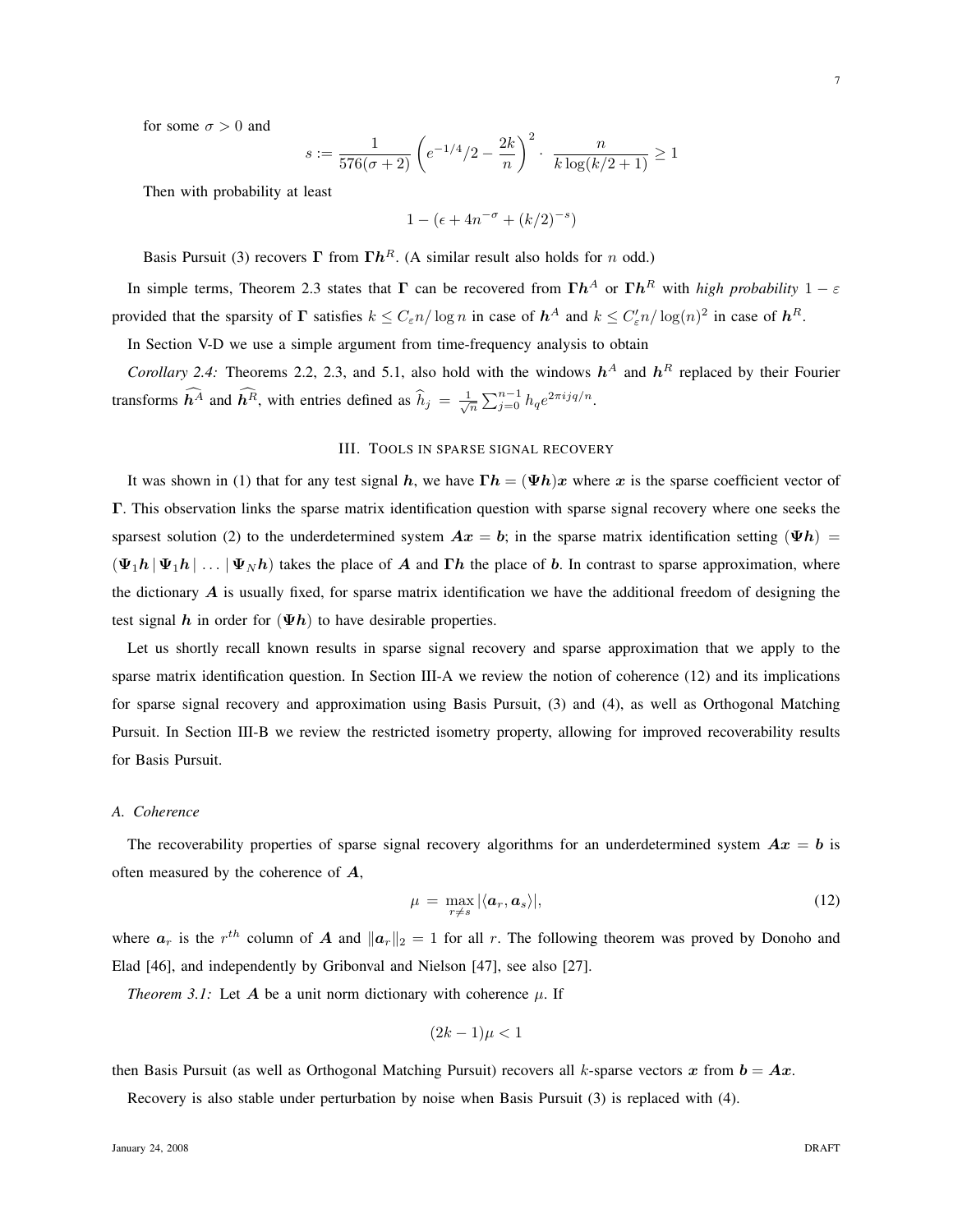for some $\sigma > 0$ and

$$s := \frac{1}{576(\sigma+2)} \left( e^{-1/4}/2 - \frac{2k}{n} \right)^2 \cdot \frac{n}{k \log(k/2+1)} \geq 1$$

Then with probability at least

$$1 - (\epsilon + 4n^{-\sigma} + (k/2)^{-s})$$

Basis Pursuit (3) recovers $\boldsymbol{\Gamma}$ from $\boldsymbol{\Gamma h}^R$. (A similar result also holds for $n$ odd.)

In simple terms, Theorem 2.3 states that $\boldsymbol{\Gamma}$ can be recovered from $\boldsymbol{\Gamma h}^A$ or $\boldsymbol{\Gamma h}^R$ with *high probability* $1 - \varepsilon$ provided that the sparsity of $\boldsymbol{\Gamma}$ satisfies $k \leq C_\varepsilon n / \log n$ in case of $\boldsymbol{h}^A$ and $k \leq C'_\varepsilon n / \log(n)^2$ in case of $\boldsymbol{h}^R$.

In Section V-D we use a simple argument from time-frequency analysis to obtain

*Corollary 2.4:* Theorems 2.2, 2.3, and 5.1, also hold with the windows $\boldsymbol{h}^A$ and $\boldsymbol{h}^R$ replaced by their Fourier transforms $\widehat{\boldsymbol{h}^A}$ and $\widehat{\boldsymbol{h}^R}$, with entries defined as $\widehat{h}_j = \frac{1}{\sqrt{n}} \sum_{j=0}^{n-1} h_q e^{2\pi i j q/n}$.

## III. Tools in sparse signal recovery

It was shown in (1) that for any test signal $\boldsymbol{h}$, we have $\boldsymbol{\Gamma h} = (\boldsymbol{\Psi h})\boldsymbol{x}$ where $\boldsymbol{x}$ is the sparse coefficient vector of $\boldsymbol{\Gamma}$. This observation links the sparse matrix identification question with sparse signal recovery where one seeks the sparsest solution (2) to the underdetermined system $\boldsymbol{Ax} = \boldsymbol{b}$; in the sparse matrix identification setting $(\boldsymbol{\Psi h}) = (\boldsymbol{\Psi}_1 \boldsymbol{h} \,|\, \boldsymbol{\Psi}_1 \boldsymbol{h} \,|\, \ldots \,|\, \boldsymbol{\Psi}_N \boldsymbol{h})$ takes the place of $\boldsymbol{A}$ and $\boldsymbol{\Gamma h}$ the place of $\boldsymbol{b}$. In contrast to sparse approximation, where the dictionary $\boldsymbol{A}$ is usually fixed, for sparse matrix identification we have the additional freedom of designing the test signal $\boldsymbol{h}$ in order for $(\boldsymbol{\Psi h})$ to have desirable properties.

Let us shortly recall known results in sparse signal recovery and sparse approximation that we apply to the sparse matrix identification question. In Section III-A we review the notion of coherence (12) and its implications for sparse signal recovery and approximation using Basis Pursuit, (3) and (4), as well as Orthogonal Matching Pursuit. In Section III-B we review the restricted isometry property, allowing for improved recoverability results for Basis Pursuit.

### A. Coherence

The recoverability properties of sparse signal recovery algorithms for an underdetermined system $\boldsymbol{Ax} = \boldsymbol{b}$ is often measured by the coherence of $\boldsymbol{A}$,

$$\mu = \max_{r \neq s} |\langle \boldsymbol{a}_r, \boldsymbol{a}_s \rangle|, \tag{12}$$

where $\boldsymbol{a}_r$ is the $r^{th}$ column of $\boldsymbol{A}$ and $\|\boldsymbol{a}_r\|_2 = 1$ for all $r$. The following theorem was proved by Donoho and Elad [46], and independently by Gribonval and Nielson [47], see also [27].

*Theorem 3.1:* Let $\boldsymbol{A}$ be a unit norm dictionary with coherence $\mu$. If

$$(2k - 1)\mu < 1$$

then Basis Pursuit (as well as Orthogonal Matching Pursuit) recovers all $k$-sparse vectors $\boldsymbol{x}$ from $\boldsymbol{b} = \boldsymbol{Ax}$.

Recovery is also stable under perturbation by noise when Basis Pursuit (3) is replaced with (4).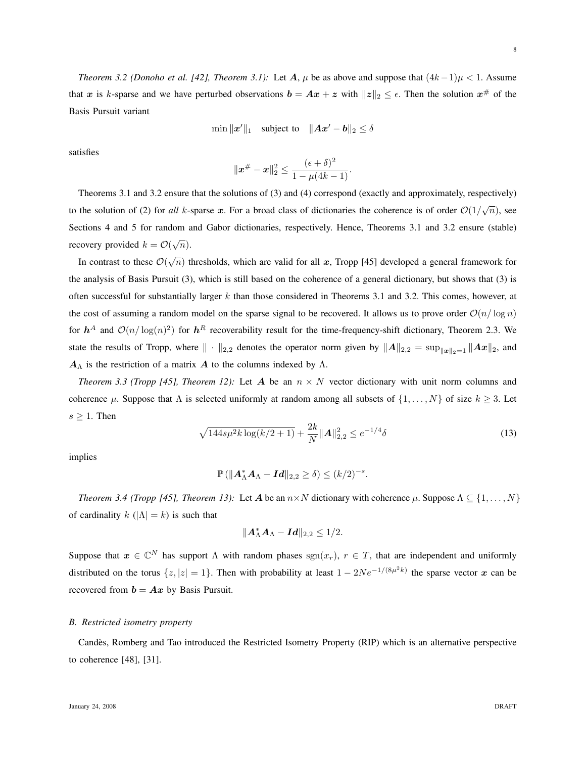*Theorem 3.2 (Donoho et al. [42], Theorem 3.1):* Let $\boldsymbol{A}$, $\mu$ be as above and suppose that $(4k-1)\mu < 1$. Assume that $\boldsymbol{x}$ is $k$-sparse and we have perturbed observations $\boldsymbol{b} = \boldsymbol{A}\boldsymbol{x} + \boldsymbol{z}$ with $\|\boldsymbol{z}\|_2 \leq \epsilon$. Then the solution $\boldsymbol{x}^{\#}$ of the Basis Pursuit variant

$$\min \|\boldsymbol{x}'\|_1 \quad \text{subject to} \quad \|\boldsymbol{A}\boldsymbol{x}' - \boldsymbol{b}\|_2 \leq \delta$$

satisfies

$$\|\boldsymbol{x}^{\#} - \boldsymbol{x}\|_2^2 \leq \frac{(\epsilon + \delta)^2}{1 - \mu(4k-1)}.$$

Theorems 3.1 and 3.2 ensure that the solutions of (3) and (4) correspond (exactly and approximately, respectively) to the solution of (2) for *all* $k$-sparse $\boldsymbol{x}$. For a broad class of dictionaries the coherence is of order $\mathcal{O}(1/\sqrt{n})$, see Sections 4 and 5 for random and Gabor dictionaries, respectively. Hence, Theorems 3.1 and 3.2 ensure (stable) recovery provided $k = \mathcal{O}(\sqrt{n})$.

In contrast to these $\mathcal{O}(\sqrt{n})$ thresholds, which are valid for all $\boldsymbol{x}$, Tropp [45] developed a general framework for the analysis of Basis Pursuit (3), which is still based on the coherence of a general dictionary, but shows that (3) is often successful for substantially larger $k$ than those considered in Theorems 3.1 and 3.2. This comes, however, at the cost of assuming a random model on the sparse signal to be recovered. It allows us to prove order $\mathcal{O}(n/\log n)$ for $\boldsymbol{h}^A$ and $\mathcal{O}(n/\log(n)^2)$ for $\boldsymbol{h}^R$ recoverability result for the time-frequency-shift dictionary, Theorem 2.3. We state the results of Tropp, where $\|\cdot\|_{2,2}$ denotes the operator norm given by $\|\boldsymbol{A}\|_{2,2} = \sup_{\|\boldsymbol{x}\|_2=1} \|\boldsymbol{A}\boldsymbol{x}\|_2$, and $\boldsymbol{A}_\Lambda$ is the restriction of a matrix $\boldsymbol{A}$ to the columns indexed by $\Lambda$.

*Theorem 3.3 (Tropp [45], Theorem 12):* Let $\boldsymbol{A}$ be an $n \times N$ vector dictionary with unit norm columns and coherence $\mu$. Suppose that $\Lambda$ is selected uniformly at random among all subsets of $\{1, \ldots, N\}$ of size $k \geq 3$. Let $s \geq 1$. Then

$$\sqrt{144 s \mu^2 k \log(k/2+1)} + \frac{2k}{N}\|\boldsymbol{A}\|_{2,2}^2 \leq e^{-1/4}\delta \tag{13}$$

implies

$$\mathbb{P}\left(\|\boldsymbol{A}_\Lambda^* \boldsymbol{A}_\Lambda - \boldsymbol{Id}\|_{2,2} \geq \delta\right) \leq (k/2)^{-s}.$$

*Theorem 3.4 (Tropp [45], Theorem 13):* Let $\boldsymbol{A}$ be an $n \times N$ dictionary with coherence $\mu$. Suppose $\Lambda \subseteq \{1, \ldots, N\}$ of cardinality $k$ ($|\Lambda| = k$) is such that

$$\|\boldsymbol{A}_\Lambda^* \boldsymbol{A}_\Lambda - \boldsymbol{Id}\|_{2,2} \leq 1/2.$$

Suppose that $\boldsymbol{x} \in \mathbb{C}^N$ has support $\Lambda$ with random phases $\operatorname{sgn}(x_r)$, $r \in T$, that are independent and uniformly distributed on the torus $\{z, |z| = 1\}$. Then with probability at least $1 - 2Ne^{-1/(8\mu^2 k)}$ the sparse vector $\boldsymbol{x}$ can be recovered from $\boldsymbol{b} = \boldsymbol{A}\boldsymbol{x}$ by Basis Pursuit.

### B. Restricted isometry property

Candès, Romberg and Tao introduced the Restricted Isometry Property (RIP) which is an alternative perspective to coherence [48], [31].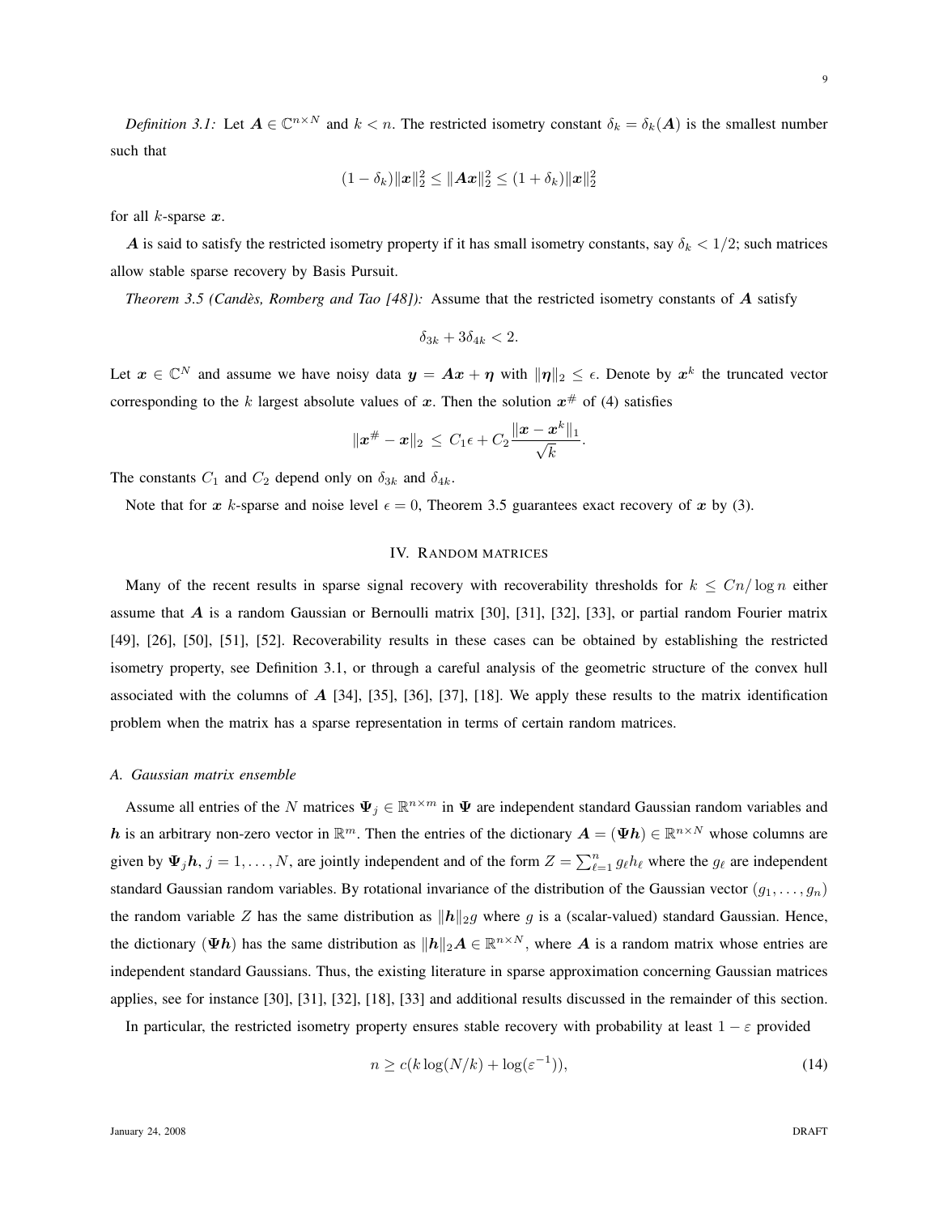*Definition 3.1:* Let $\boldsymbol{A} \in \mathbb{C}^{n \times N}$ and $k < n$. The restricted isometry constant $\delta_k = \delta_k(\boldsymbol{A})$ is the smallest number such that

$$(1 - \delta_k)\|\boldsymbol{x}\|_2^2 \leq \|\boldsymbol{A}\boldsymbol{x}\|_2^2 \leq (1 + \delta_k)\|\boldsymbol{x}\|_2^2$$

for all $k$-sparse $\boldsymbol{x}$.

$\boldsymbol{A}$ is said to satisfy the restricted isometry property if it has small isometry constants, say $\delta_k < 1/2$; such matrices allow stable sparse recovery by Basis Pursuit.

*Theorem 3.5 (Candès, Romberg and Tao [48]):* Assume that the restricted isometry constants of $\boldsymbol{A}$ satisfy

$$\delta_{3k} + 3\delta_{4k} < 2.$$

Let $\boldsymbol{x} \in \mathbb{C}^N$ and assume we have noisy data $\boldsymbol{y} = \boldsymbol{A}\boldsymbol{x} + \boldsymbol{\eta}$ with $\|\boldsymbol{\eta}\|_2 \leq \epsilon$. Denote by $\boldsymbol{x}^k$ the truncated vector corresponding to the $k$ largest absolute values of $\boldsymbol{x}$. Then the solution $\boldsymbol{x}^\#$ of (4) satisfies

$$\|\boldsymbol{x}^\# - \boldsymbol{x}\|_2 \leq C_1\epsilon + C_2\frac{\|\boldsymbol{x} - \boldsymbol{x}^k\|_1}{\sqrt{k}}.$$

The constants $C_1$ and $C_2$ depend only on $\delta_{3k}$ and $\delta_{4k}$.

Note that for $\boldsymbol{x}$ $k$-sparse and noise level $\epsilon = 0$, Theorem 3.5 guarantees exact recovery of $\boldsymbol{x}$ by (3).

## IV. Random matrices

Many of the recent results in sparse signal recovery with recoverability thresholds for $k \leq Cn/\log n$ either assume that $\boldsymbol{A}$ is a random Gaussian or Bernoulli matrix [30], [31], [32], [33], or partial random Fourier matrix [49], [26], [50], [51], [52]. Recoverability results in these cases can be obtained by establishing the restricted isometry property, see Definition 3.1, or through a careful analysis of the geometric structure of the convex hull associated with the columns of $\boldsymbol{A}$ [34], [35], [36], [37], [18]. We apply these results to the matrix identification problem when the matrix has a sparse representation in terms of certain random matrices.

### A. Gaussian matrix ensemble

Assume all entries of the $N$ matrices $\boldsymbol{\Psi}_j \in \mathbb{R}^{n \times m}$ in $\boldsymbol{\Psi}$ are independent standard Gaussian random variables and $\boldsymbol{h}$ is an arbitrary non-zero vector in $\mathbb{R}^m$. Then the entries of the dictionary $\boldsymbol{A} = (\boldsymbol{\Psi}\boldsymbol{h}) \in \mathbb{R}^{n \times N}$ whose columns are given by $\boldsymbol{\Psi}_j\boldsymbol{h}$, $j = 1, \ldots, N$, are jointly independent and of the form $Z = \sum_{\ell=1}^n g_\ell h_\ell$ where the $g_\ell$ are independent standard Gaussian random variables. By rotational invariance of the distribution of the Gaussian vector $(g_1, \ldots, g_n)$ the random variable $Z$ has the same distribution as $\|\boldsymbol{h}\|_2 g$ where $g$ is a (scalar-valued) standard Gaussian. Hence, the dictionary $(\boldsymbol{\Psi}\boldsymbol{h})$ has the same distribution as $\|\boldsymbol{h}\|_2\boldsymbol{A} \in \mathbb{R}^{n \times N}$, where $\boldsymbol{A}$ is a random matrix whose entries are independent standard Gaussians. Thus, the existing literature in sparse approximation concerning Gaussian matrices applies, see for instance [30], [31], [32], [18], [33] and additional results discussed in the remainder of this section.

In particular, the restricted isometry property ensures stable recovery with probability at least $1 - \varepsilon$ provided

$$n \geq c(k \log(N/k) + \log(\varepsilon^{-1})), \tag{14}$$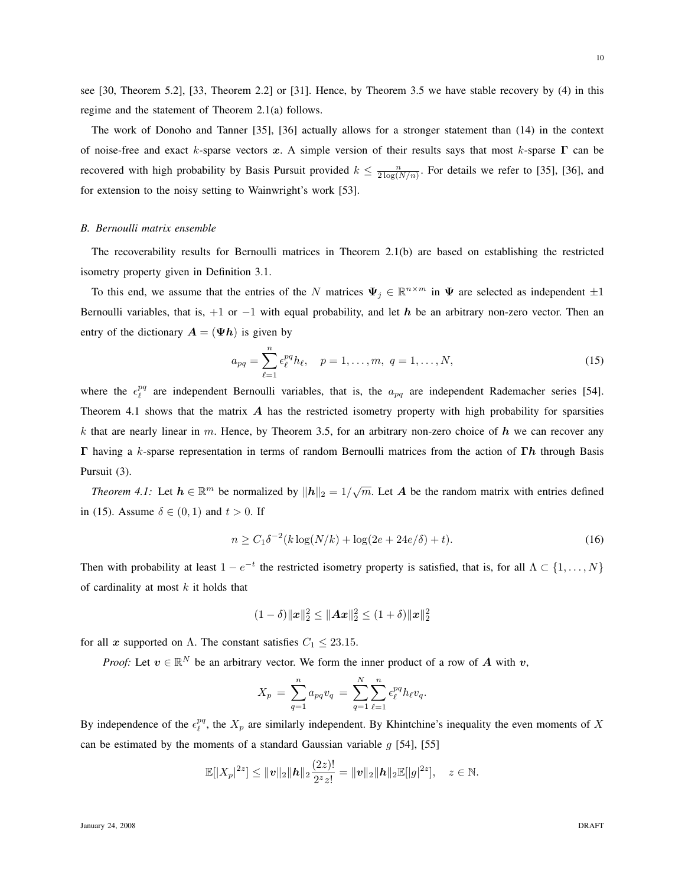see [30, Theorem 5.2], [33, Theorem 2.2] or [31]. Hence, by Theorem 3.5 we have stable recovery by (4) in this regime and the statement of Theorem 2.1(a) follows.

The work of Donoho and Tanner [35], [36] actually allows for a stronger statement than (14) in the context of noise-free and exact $k$-sparse vectors $\boldsymbol{x}$. A simple version of their results says that most $k$-sparse $\boldsymbol{\Gamma}$ can be recovered with high probability by Basis Pursuit provided $k \leq \frac{n}{2\log(N/n)}$. For details we refer to [35], [36], and for extension to the noisy setting to Wainwright's work [53].

### *B. Bernoulli matrix ensemble*

The recoverability results for Bernoulli matrices in Theorem 2.1(b) are based on establishing the restricted isometry property given in Definition 3.1.

To this end, we assume that the entries of the $N$ matrices $\boldsymbol{\Psi}_j \in \mathbb{R}^{n\times m}$ in $\boldsymbol{\Psi}$ are selected as independent $\pm 1$ Bernoulli variables, that is, $+1$ or $-1$ with equal probability, and let $\boldsymbol{h}$ be an arbitrary non-zero vector. Then an entry of the dictionary $\boldsymbol{A} = (\boldsymbol{\Psi h})$ is given by

$$a_{pq} = \sum_{\ell=1}^{n} \epsilon_\ell^{pq} h_\ell, \quad p = 1,\dots,m,\ q = 1,\dots,N, \tag{15}$$

where the $\epsilon_\ell^{pq}$ are independent Bernoulli variables, that is, the $a_{pq}$ are independent Rademacher series [54]. Theorem 4.1 shows that the matrix $\boldsymbol{A}$ has the restricted isometry property with high probability for sparsities $k$ that are nearly linear in $m$. Hence, by Theorem 3.5, for an arbitrary non-zero choice of $\boldsymbol{h}$ we can recover any $\boldsymbol{\Gamma}$ having a $k$-sparse representation in terms of random Bernoulli matrices from the action of $\boldsymbol{\Gamma h}$ through Basis Pursuit (3).

*Theorem 4.1:* Let $\boldsymbol{h} \in \mathbb{R}^m$ be normalized by $\|\boldsymbol{h}\|_2 = 1/\sqrt{m}$. Let $\boldsymbol{A}$ be the random matrix with entries defined in (15). Assume $\delta \in (0,1)$ and $t > 0$. If

$$n \geq C_1 \delta^{-2}(k\log(N/k) + \log(2e + 24e/\delta) + t). \tag{16}$$

Then with probability at least $1 - e^{-t}$ the restricted isometry property is satisfied, that is, for all $\Lambda \subset \{1,\dots,N\}$ of cardinality at most $k$ it holds that

$$(1-\delta)\|\boldsymbol{x}\|_2^2 \leq \|\boldsymbol{Ax}\|_2^2 \leq (1+\delta)\|\boldsymbol{x}\|_2^2$$

for all $\boldsymbol{x}$ supported on $\Lambda$. The constant satisfies $C_1 \leq 23.15$.

*Proof:* Let $\boldsymbol{v} \in \mathbb{R}^N$ be an arbitrary vector. We form the inner product of a row of $\boldsymbol{A}$ with $\boldsymbol{v}$,

$$X_p = \sum_{q=1}^{n} a_{pq} v_q = \sum_{q=1}^{N}\sum_{\ell=1}^{n} \epsilon_\ell^{pq} h_\ell v_q.$$

By independence of the $\epsilon_\ell^{pq}$, the $X_p$ are similarly independent. By Khintchine's inequality the even moments of $X$ can be estimated by the moments of a standard Gaussian variable $g$ [54], [55]

$$\mathbb{E}[|X_p|^{2z}] \leq \|\boldsymbol{v}\|_2 \|\boldsymbol{h}\|_2 \frac{(2z)!}{2^z z!} = \|\boldsymbol{v}\|_2 \|\boldsymbol{h}\|_2 \mathbb{E}[|g|^{2z}], \quad z \in \mathbb{N}.$$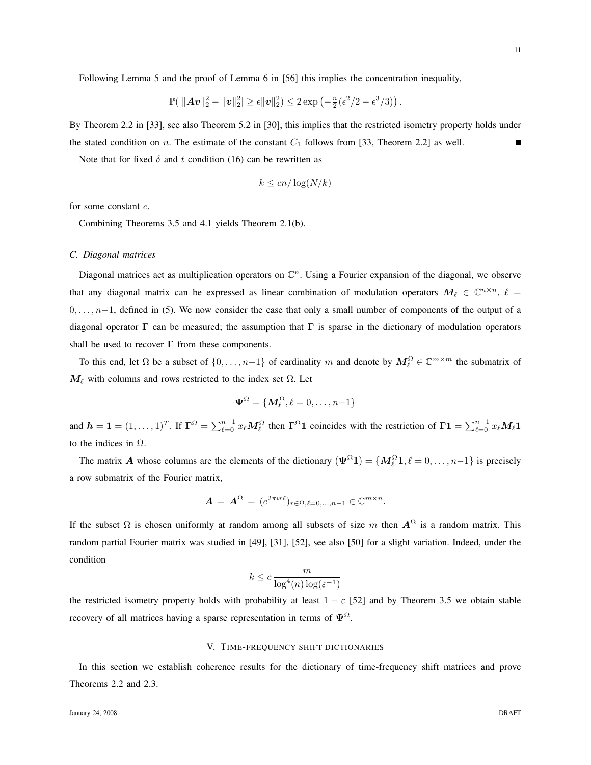Following Lemma 5 and the proof of Lemma 6 in [56] this implies the concentration inequality,

$$\mathbb{P}(|\|\boldsymbol{A}\boldsymbol{v}\|_2^2 - \|\boldsymbol{v}\|_2^2| \geq \epsilon \|\boldsymbol{v}\|_2^2) \leq 2\exp\left(-\tfrac{n}{2}(\epsilon^2/2 - \epsilon^3/3)\right).$$

By Theorem 2.2 in [33], see also Theorem 5.2 in [30], this implies that the restricted isometry property holds under the stated condition on $n$. The estimate of the constant $C_1$ follows from [33, Theorem 2.2] as well. ■

Note that for fixed $\delta$ and $t$ condition (16) can be rewritten as

$$k \leq cn/\log(N/k)$$

for some constant $c$.

Combining Theorems 3.5 and 4.1 yields Theorem 2.1(b).

### C. Diagonal matrices

Diagonal matrices act as multiplication operators on $\mathbb{C}^n$. Using a Fourier expansion of the diagonal, we observe that any diagonal matrix can be expressed as linear combination of modulation operators $\boldsymbol{M}_\ell \in \mathbb{C}^{n\times n}$, $\ell = 0,\ldots,n-1$, defined in (5). We now consider the case that only a small number of components of the output of a diagonal operator $\boldsymbol{\Gamma}$ can be measured; the assumption that $\boldsymbol{\Gamma}$ is sparse in the dictionary of modulation operators shall be used to recover $\boldsymbol{\Gamma}$ from these components.

To this end, let $\Omega$ be a subset of $\{0,\ldots,n-1\}$ of cardinality $m$ and denote by $\boldsymbol{M}_\ell^\Omega \in \mathbb{C}^{m\times m}$ the submatrix of $\boldsymbol{M}_\ell$ with columns and rows restricted to the index set $\Omega$. Let

$$\boldsymbol{\Psi}^\Omega = \{\boldsymbol{M}_\ell^\Omega, \ell = 0,\ldots,n-1\}$$

and $\boldsymbol{h} = \boldsymbol{1} = (1,\ldots,1)^T$. If $\boldsymbol{\Gamma}^\Omega = \sum_{\ell=0}^{n-1} x_\ell \boldsymbol{M}_\ell^\Omega$ then $\boldsymbol{\Gamma}^\Omega\boldsymbol{1}$ coincides with the restriction of $\boldsymbol{\Gamma}\boldsymbol{1} = \sum_{\ell=0}^{n-1} x_\ell \boldsymbol{M}_\ell \boldsymbol{1}$ to the indices in $\Omega$.

The matrix $\boldsymbol{A}$ whose columns are the elements of the dictionary $(\boldsymbol{\Psi}^\Omega\boldsymbol{1}) = \{\boldsymbol{M}_\ell^\Omega\boldsymbol{1}, \ell = 0,\ldots,n-1\}$ is precisely a row submatrix of the Fourier matrix,

$$\boldsymbol{A} \,=\, \boldsymbol{A}^\Omega \,=\, (e^{2\pi i r\ell})_{r\in\Omega,\ell=0,\ldots,n-1} \in \mathbb{C}^{m\times n}.$$

If the subset $\Omega$ is chosen uniformly at random among all subsets of size $m$ then $\boldsymbol{A}^\Omega$ is a random matrix. This random partial Fourier matrix was studied in [49], [31], [52], see also [50] for a slight variation. Indeed, under the condition

$$k \leq c\,\frac{m}{\log^4(n)\log(\varepsilon^{-1})}$$

the restricted isometry property holds with probability at least $1-\varepsilon$ [52] and by Theorem 3.5 we obtain stable recovery of all matrices having a sparse representation in terms of $\boldsymbol{\Psi}^\Omega$.

## V. Time-frequency shift dictionaries

In this section we establish coherence results for the dictionary of time-frequency shift matrices and prove Theorems 2.2 and 2.3.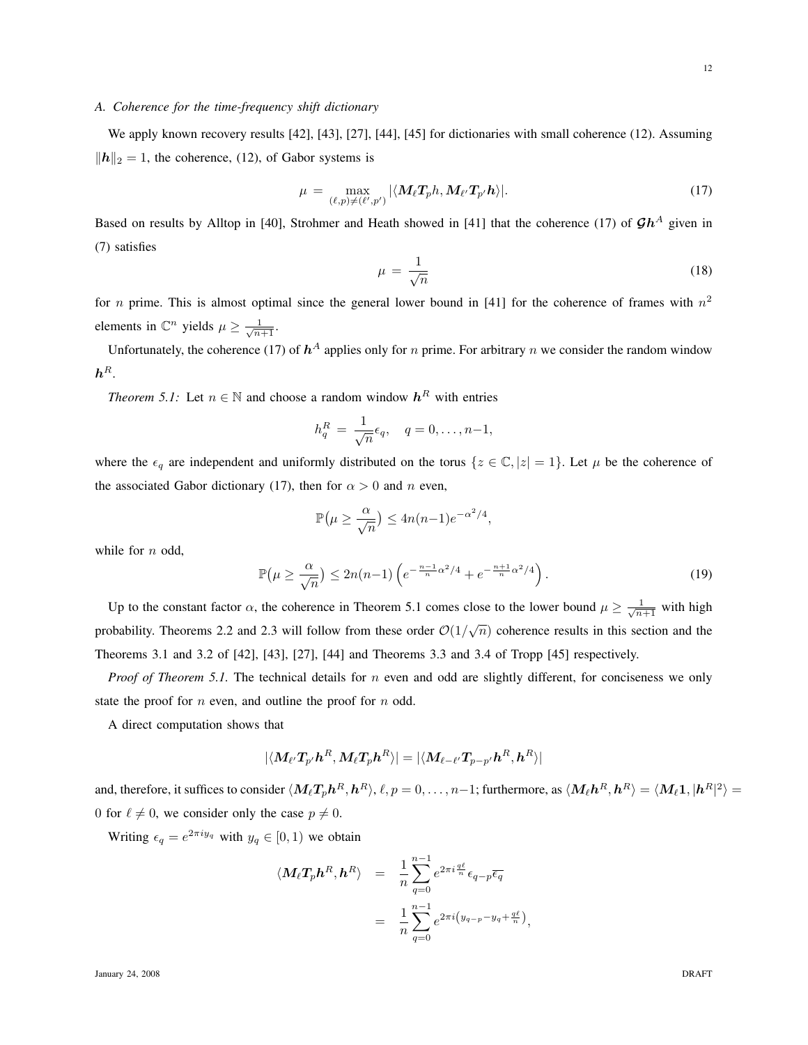### A. Coherence for the time-frequency shift dictionary

We apply known recovery results [42], [43], [27], [44], [45] for dictionaries with small coherence (12). Assuming $\|\boldsymbol{h}\|_2 = 1$, the coherence, (12), of Gabor systems is

$$\mu \;=\; \max_{(\ell,p)\neq(\ell',p')} |\langle \boldsymbol{M}_\ell \boldsymbol{T}_p h, \boldsymbol{M}_{\ell'} \boldsymbol{T}_{p'} \boldsymbol{h}\rangle|. \tag{17}$$

Based on results by Alltop in [40], Strohmer and Heath showed in [41] that the coherence (17) of $\boldsymbol{\mathcal{G}}\boldsymbol{h}^A$ given in (7) satisfies

$$\mu \;=\; \frac{1}{\sqrt{n}} \tag{18}$$

for $n$ prime. This is almost optimal since the general lower bound in [41] for the coherence of frames with $n^2$ elements in $\mathbb{C}^n$ yields $\mu \geq \frac{1}{\sqrt{n+1}}$.

Unfortunately, the coherence (17) of $\boldsymbol{h}^A$ applies only for $n$ prime. For arbitrary $n$ we consider the random window $\boldsymbol{h}^R$.

*Theorem 5.1:* Let $n \in \mathbb{N}$ and choose a random window $\boldsymbol{h}^R$ with entries

$$h_q^R \;=\; \frac{1}{\sqrt{n}}\epsilon_q, \quad q = 0, \ldots, n{-}1,$$

where the $\epsilon_q$ are independent and uniformly distributed on the torus $\{z \in \mathbb{C}, |z| = 1\}$. Let $\mu$ be the coherence of the associated Gabor dictionary (17), then for $\alpha > 0$ and $n$ even,

$$\mathbb{P}\big(\mu \geq \frac{\alpha}{\sqrt{n}}\big) \leq 4n(n{-}1)e^{-\alpha^2/4},$$

while for $n$ odd,

$$\mathbb{P}\big(\mu \geq \frac{\alpha}{\sqrt{n}}\big) \leq 2n(n{-}1)\left(e^{-\frac{n-1}{n}\alpha^2/4} + e^{-\frac{n+1}{n}\alpha^2/4}\right). \tag{19}$$

Up to the constant factor $\alpha$, the coherence in Theorem 5.1 comes close to the lower bound $\mu \geq \frac{1}{\sqrt{n+1}}$ with high probability. Theorems 2.2 and 2.3 will follow from these order $\mathcal{O}(1/\sqrt{n})$ coherence results in this section and the Theorems 3.1 and 3.2 of [42], [43], [27], [44] and Theorems 3.3 and 3.4 of Tropp [45] respectively.

*Proof of Theorem 5.1.* The technical details for $n$ even and odd are slightly different, for conciseness we only state the proof for $n$ even, and outline the proof for $n$ odd.

A direct computation shows that

$$|\langle \boldsymbol{M}_{\ell'} \boldsymbol{T}_{p'} \boldsymbol{h}^R, \boldsymbol{M}_\ell \boldsymbol{T}_p \boldsymbol{h}^R\rangle| = |\langle \boldsymbol{M}_{\ell-\ell'} \boldsymbol{T}_{p-p'} \boldsymbol{h}^R, \boldsymbol{h}^R\rangle|$$

and, therefore, it suffices to consider $\langle \boldsymbol{M}_\ell \boldsymbol{T}_p \boldsymbol{h}^R, \boldsymbol{h}^R\rangle$, $\ell, p = 0, \ldots, n{-}1$; furthermore, as $\langle \boldsymbol{M}_\ell \boldsymbol{h}^R, \boldsymbol{h}^R\rangle = \langle \boldsymbol{M}_\ell \boldsymbol{1}, |\boldsymbol{h}^R|^2\rangle = 0$ for $\ell \neq 0$, we consider only the case $p \neq 0$.

Writing $\epsilon_q = e^{2\pi i y_q}$ with $y_q \in [0,1)$ we obtain

$$\begin{aligned}
\langle \boldsymbol{M}_\ell \boldsymbol{T}_p \boldsymbol{h}^R, \boldsymbol{h}^R\rangle &= \frac{1}{n}\sum_{q=0}^{n-1} e^{2\pi i \frac{q\ell}{n}} \epsilon_{q-p}\overline{\epsilon_q} \\
&= \frac{1}{n}\sum_{q=0}^{n-1} e^{2\pi i \left(y_{q-p} - y_q + \frac{q\ell}{n}\right)},
\end{aligned}$$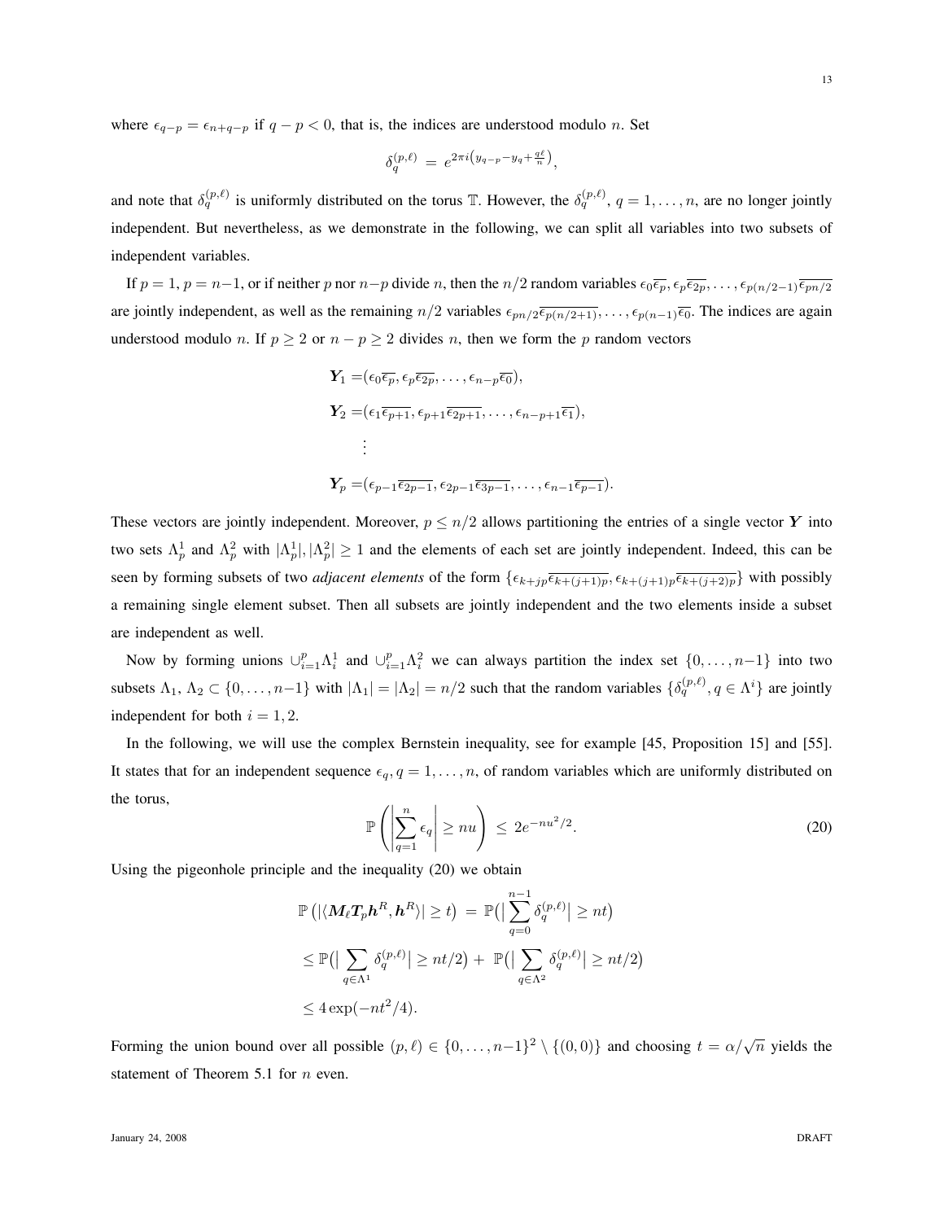where $\epsilon_{q-p} = \epsilon_{n+q-p}$ if $q-p<0$, that is, the indices are understood modulo $n$. Set

$$\delta_q^{(p,\ell)} \;=\; e^{2\pi i\left(y_{q-p}-y_q+\frac{q\ell}{n}\right)},$$

and note that $\delta_q^{(p,\ell)}$ is uniformly distributed on the torus $\mathbb{T}$. However, the $\delta_q^{(p,\ell)}$, $q=1,\ldots,n$, are no longer jointly independent. But nevertheless, as we demonstrate in the following, we can split all variables into two subsets of independent variables.

If $p=1$, $p=n-1$, or if neither $p$ nor $n-p$ divide $n$, then the $n/2$ random variables $\epsilon_0\overline{\epsilon_p}, \epsilon_p\overline{\epsilon_{2p}}, \ldots, \epsilon_{p(n/2-1)}\overline{\epsilon_{pn/2}}$ are jointly independent, as well as the remaining $n/2$ variables $\epsilon_{pn/2}\overline{\epsilon_{p(n/2+1)}}, \ldots, \epsilon_{p(n-1)}\overline{\epsilon_0}$. The indices are again understood modulo $n$. If $p \geq 2$ or $n-p \geq 2$ divides $n$, then we form the $p$ random vectors

$$\begin{aligned}
\boldsymbol{Y}_1 &= (\epsilon_0\overline{\epsilon_p}, \epsilon_p\overline{\epsilon_{2p}}, \ldots, \epsilon_{n-p}\overline{\epsilon_0}),\\
\boldsymbol{Y}_2 &= (\epsilon_1\overline{\epsilon_{p+1}}, \epsilon_{p+1}\overline{\epsilon_{2p+1}}, \ldots, \epsilon_{n-p+1}\overline{\epsilon_1}),\\
&\;\;\vdots\\
\boldsymbol{Y}_p &= (\epsilon_{p-1}\overline{\epsilon_{2p-1}}, \epsilon_{2p-1}\overline{\epsilon_{3p-1}}, \ldots, \epsilon_{n-1}\overline{\epsilon_{p-1}}).
\end{aligned}$$

These vectors are jointly independent. Moreover, $p \leq n/2$ allows partitioning the entries of a single vector $\boldsymbol{Y}$ into two sets $\Lambda_p^1$ and $\Lambda_p^2$ with $|\Lambda_p^1|, |\Lambda_p^2| \geq 1$ and the elements of each set are jointly independent. Indeed, this can be seen by forming subsets of two *adjacent elements* of the form $\{\epsilon_{k+jp}\overline{\epsilon_{k+(j+1)p}}, \epsilon_{k+(j+1)p}\overline{\epsilon_{k+(j+2)p}}\}$ with possibly a remaining single element subset. Then all subsets are jointly independent and the two elements inside a subset are independent as well.

Now by forming unions $\cup_{i=1}^p \Lambda_i^1$ and $\cup_{i=1}^p \Lambda_i^2$ we can always partition the index set $\{0,\ldots,n-1\}$ into two subsets $\Lambda_1, \Lambda_2 \subset \{0,\ldots,n-1\}$ with $|\Lambda_1| = |\Lambda_2| = n/2$ such that the random variables $\{\delta_q^{(p,\ell)}, q \in \Lambda^i\}$ are jointly independent for both $i=1,2$.

In the following, we will use the complex Bernstein inequality, see for example [45, Proposition 15] and [55]. It states that for an independent sequence $\epsilon_q$, $q=1,\ldots,n$, of random variables which are uniformly distributed on the torus,

$$\mathbb{P}\left(\left|\sum_{q=1}^n \epsilon_q\right| \geq nu\right) \;\leq\; 2e^{-nu^2/2}. \tag{20}$$

Using the pigeonhole principle and the inequality (20) we obtain

$$\begin{aligned}
\mathbb{P}\left(|\langle \boldsymbol{M}_\ell \boldsymbol{T}_p \boldsymbol{h}^R, \boldsymbol{h}^R\rangle| \geq t\right) \;&=\; \mathbb{P}\big(\big|\sum_{q=0}^{n-1}\delta_q^{(p,\ell)}\big| \geq nt\big)\\
&\leq \mathbb{P}\big(\big|\sum_{q\in\Lambda^1}\delta_q^{(p,\ell)}\big| \geq nt/2\big) + \;\mathbb{P}\big(\big|\sum_{q\in\Lambda^2}\delta_q^{(p,\ell)}\big| \geq nt/2\big)\\
&\leq 4\exp(-nt^2/4).
\end{aligned}$$

Forming the union bound over all possible $(p,\ell) \in \{0,\ldots,n-1\}^2 \setminus \{(0,0)\}$ and choosing $t = \alpha/\sqrt{n}$ yields the statement of Theorem 5.1 for $n$ even.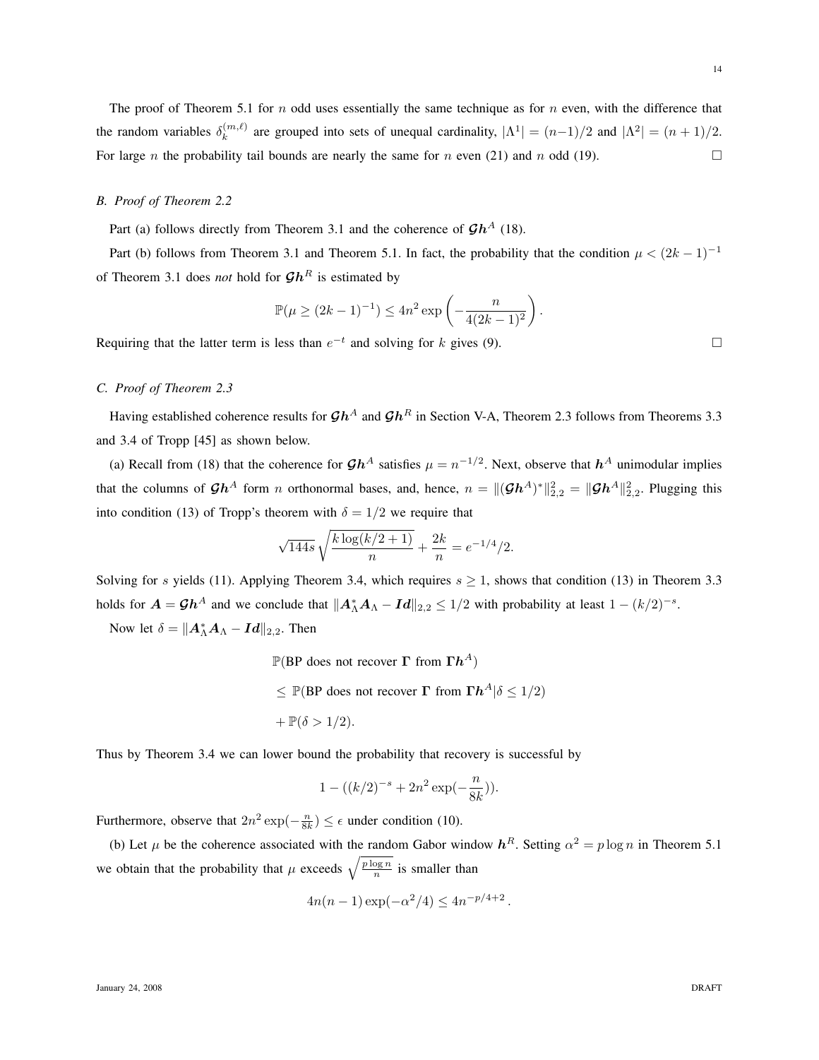The proof of Theorem 5.1 for $n$ odd uses essentially the same technique as for $n$ even, with the difference that the random variables $\delta_k^{(m,\ell)}$ are grouped into sets of unequal cardinality, $|\Lambda^1| = (n-1)/2$ and $|\Lambda^2| = (n+1)/2$. For large $n$ the probability tail bounds are nearly the same for $n$ even (21) and $n$ odd (19). $\square$

### B. Proof of Theorem 2.2

Part (a) follows directly from Theorem 3.1 and the coherence of $\mathcal{G}\boldsymbol{h}^A$ (18).

Part (b) follows from Theorem 3.1 and Theorem 5.1. In fact, the probability that the condition $\mu < (2k-1)^{-1}$ of Theorem 3.1 does *not* hold for $\mathcal{G}\boldsymbol{h}^R$ is estimated by

$$\mathbb{P}(\mu \geq (2k-1)^{-1}) \leq 4n^2 \exp\left(-\frac{n}{4(2k-1)^2}\right).$$

Requiring that the latter term is less than $e^{-t}$ and solving for $k$ gives (9). $\square$

### C. Proof of Theorem 2.3

Having established coherence results for $\mathcal{G}\boldsymbol{h}^A$ and $\mathcal{G}\boldsymbol{h}^R$ in Section V-A, Theorem 2.3 follows from Theorems 3.3 and 3.4 of Tropp [45] as shown below.

(a) Recall from (18) that the coherence for $\mathcal{G}\boldsymbol{h}^A$ satisfies $\mu = n^{-1/2}$. Next, observe that $\boldsymbol{h}^A$ unimodular implies that the columns of $\mathcal{G}\boldsymbol{h}^A$ form $n$ orthonormal bases, and, hence, $n = \|(\mathcal{G}\boldsymbol{h}^A)^*\|_{2,2}^2 = \|\mathcal{G}\boldsymbol{h}^A\|_{2,2}^2$. Plugging this into condition (13) of Tropp's theorem with $\delta = 1/2$ we require that

$$\sqrt{144s}\sqrt{\frac{k\log(k/2+1)}{n}} + \frac{2k}{n} = e^{-1/4}/2.$$

Solving for $s$ yields (11). Applying Theorem 3.4, which requires $s \geq 1$, shows that condition (13) in Theorem 3.3 holds for $\boldsymbol{A} = \mathcal{G}\boldsymbol{h}^A$ and we conclude that $\|\boldsymbol{A}_\Lambda^* \boldsymbol{A}_\Lambda - \boldsymbol{Id}\|_{2,2} \leq 1/2$ with probability at least $1 - (k/2)^{-s}$.

Now let $\delta = \|\boldsymbol{A}_\Lambda^* \boldsymbol{A}_\Lambda - \boldsymbol{Id}\|_{2,2}$. Then

$$\begin{aligned}
&\mathbb{P}(\text{BP does not recover } \boldsymbol{\Gamma} \text{ from } \boldsymbol{\Gamma}\boldsymbol{h}^A) \\
&\leq \mathbb{P}(\text{BP does not recover } \boldsymbol{\Gamma} \text{ from } \boldsymbol{\Gamma}\boldsymbol{h}^A | \delta \leq 1/2) \\
&+ \mathbb{P}(\delta > 1/2).
\end{aligned}$$

Thus by Theorem 3.4 we can lower bound the probability that recovery is successful by

$$1 - ((k/2)^{-s} + 2n^2 \exp(-\frac{n}{8k})).$$

Furthermore, observe that $2n^2\exp(-\frac{n}{8k}) \leq \epsilon$ under condition (10).

(b) Let $\mu$ be the coherence associated with the random Gabor window $\boldsymbol{h}^R$. Setting $\alpha^2 = p\log n$ in Theorem 5.1 we obtain that the probability that $\mu$ exceeds $\sqrt{\frac{p\log n}{n}}$ is smaller than

$$4n(n-1)\exp(-\alpha^2/4) \leq 4n^{-p/4+2}.$$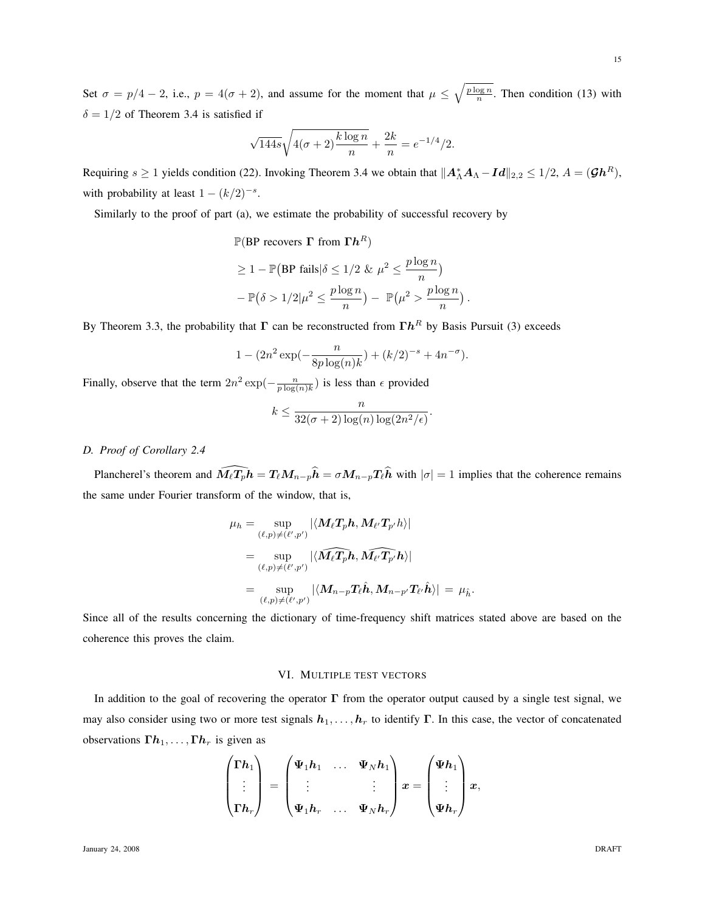Set $\sigma = p/4 - 2$, i.e., $p = 4(\sigma+2)$, and assume for the moment that $\mu \leq \sqrt{\frac{p \log n}{n}}$. Then condition (13) with $\delta = 1/2$ of Theorem 3.4 is satisfied if

$$\sqrt{144s}\sqrt{4(\sigma+2)\frac{k \log n}{n}} + \frac{2k}{n} = e^{-1/4}/2.$$

Requiring $s \geq 1$ yields condition (22). Invoking Theorem 3.4 we obtain that $\|\boldsymbol{A}_\Lambda^* \boldsymbol{A}_\Lambda - \boldsymbol{Id}\|_{2,2} \leq 1/2$, $A = (\boldsymbol{\mathcal{G}} \boldsymbol{h}^R)$, with probability at least $1 - (k/2)^{-s}$.

Similarly to the proof of part (a), we estimate the probability of successful recovery by

$$\begin{aligned}
&\mathbb{P}(\text{BP recovers } \boldsymbol{\Gamma} \text{ from } \boldsymbol{\Gamma}\boldsymbol{h}^R) \\
&\geq 1 - \mathbb{P}\big(\text{BP fails} | \delta \leq 1/2 \ \&\ \mu^2 \leq \frac{p \log n}{n}\big) \\
&- \mathbb{P}\big(\delta > 1/2 | \mu^2 \leq \frac{p \log n}{n}\big) - \ \mathbb{P}\big(\mu^2 > \frac{p \log n}{n}\big)\,.
\end{aligned}$$

By Theorem 3.3, the probability that $\boldsymbol{\Gamma}$ can be reconstructed from $\boldsymbol{\Gamma}\boldsymbol{h}^R$ by Basis Pursuit (3) exceeds

$$1 - (2n^2 \exp(-\frac{n}{8p\log(n)k}) + (k/2)^{-s} + 4n^{-\sigma}).$$

Finally, observe that the term $2n^2 \exp(-\frac{n}{p \log(n) k})$ is less than $\epsilon$ provided

$$k \leq \frac{n}{32(\sigma+2)\log(n)\log(2n^2/\epsilon)}.$$

### *D. Proof of Corollary 2.4*

Plancherel's theorem and $\widehat{\boldsymbol{M}_\ell \boldsymbol{T}_p \boldsymbol{h}} = \boldsymbol{T}_\ell \boldsymbol{M}_{n-p} \widehat{\boldsymbol{h}} = \sigma \boldsymbol{M}_{n-p} \boldsymbol{T}_\ell \widehat{\boldsymbol{h}}$ with $|\sigma| = 1$ implies that the coherence remains the same under Fourier transform of the window, that is,

$$\begin{aligned}
\mu_h &= \sup_{(\ell,p)\neq(\ell',p')} |\langle \boldsymbol{M}_\ell \boldsymbol{T}_p \boldsymbol{h}, \boldsymbol{M}_{\ell'} \boldsymbol{T}_{p'} h \rangle| \\
&= \sup_{(\ell,p)\neq(\ell',p')} |\langle \widehat{\boldsymbol{M}_\ell \boldsymbol{T}_p \boldsymbol{h}}, \widehat{\boldsymbol{M}_{\ell'} \boldsymbol{T}_{p'} \boldsymbol{h}} \rangle| \\
&= \sup_{(\ell,p)\neq(\ell',p')} |\langle \boldsymbol{M}_{n-p} \boldsymbol{T}_\ell \hat{\boldsymbol{h}}, \boldsymbol{M}_{n-p'} \boldsymbol{T}_{\ell'} \hat{\boldsymbol{h}} \rangle| \ = \ \mu_{\hat{h}}.
\end{aligned}$$

Since all of the results concerning the dictionary of time-frequency shift matrices stated above are based on the coherence this proves the claim.

## VI. Multiple test vectors

In addition to the goal of recovering the operator $\boldsymbol{\Gamma}$ from the operator output caused by a single test signal, we may also consider using two or more test signals $\boldsymbol{h}_1, \ldots, \boldsymbol{h}_r$ to identify $\boldsymbol{\Gamma}$. In this case, the vector of concatenated observations $\boldsymbol{\Gamma}\boldsymbol{h}_1, \ldots, \boldsymbol{\Gamma}\boldsymbol{h}_r$ is given as

$$\begin{pmatrix} \boldsymbol{\Gamma}\boldsymbol{h}_1 \\ \vdots \\ \boldsymbol{\Gamma}\boldsymbol{h}_r \end{pmatrix} = \begin{pmatrix} \boldsymbol{\Psi}_1 \boldsymbol{h}_1 & \ldots & \boldsymbol{\Psi}_N \boldsymbol{h}_1 \\ \vdots & & \vdots \\ \boldsymbol{\Psi}_1 \boldsymbol{h}_r & \ldots & \boldsymbol{\Psi}_N \boldsymbol{h}_r \end{pmatrix} \boldsymbol{x} = \begin{pmatrix} \boldsymbol{\Psi}\boldsymbol{h}_1 \\ \vdots \\ \boldsymbol{\Psi}\boldsymbol{h}_r \end{pmatrix} \boldsymbol{x},$$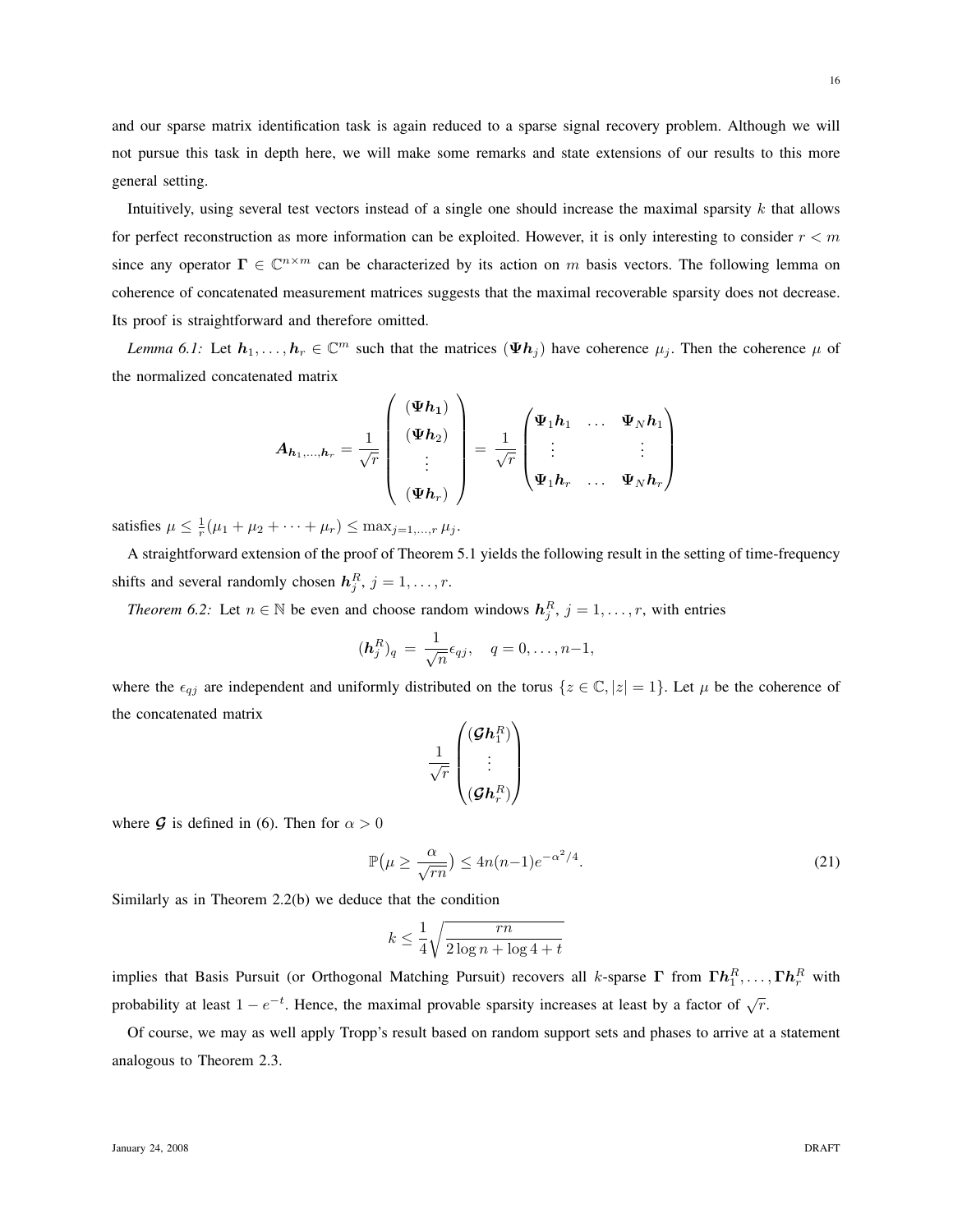and our sparse matrix identification task is again reduced to a sparse signal recovery problem. Although we will not pursue this task in depth here, we will make some remarks and state extensions of our results to this more general setting.

Intuitively, using several test vectors instead of a single one should increase the maximal sparsity $k$ that allows for perfect reconstruction as more information can be exploited. However, it is only interesting to consider $r < m$ since any operator $\boldsymbol{\Gamma} \in \mathbb{C}^{n \times m}$ can be characterized by its action on $m$ basis vectors. The following lemma on coherence of concatenated measurement matrices suggests that the maximal recoverable sparsity does not decrease. Its proof is straightforward and therefore omitted.

*Lemma 6.1:* Let $\boldsymbol{h}_1, \ldots, \boldsymbol{h}_r \in \mathbb{C}^m$ such that the matrices $(\boldsymbol{\Psi}\boldsymbol{h}_j)$ have coherence $\mu_j$. Then the coherence $\mu$ of the normalized concatenated matrix

$$\boldsymbol{A}_{\boldsymbol{h}_1,\ldots,\boldsymbol{h}_r} = \frac{1}{\sqrt{r}} \begin{pmatrix} (\boldsymbol{\Psi}\boldsymbol{h}_1) \\ (\boldsymbol{\Psi}\boldsymbol{h}_2) \\ \vdots \\ (\boldsymbol{\Psi}\boldsymbol{h}_r) \end{pmatrix} = \frac{1}{\sqrt{r}} \begin{pmatrix} \boldsymbol{\Psi}_1\boldsymbol{h}_1 & \ldots & \boldsymbol{\Psi}_N\boldsymbol{h}_1 \\ \vdots & & \vdots \\ \boldsymbol{\Psi}_1\boldsymbol{h}_r & \ldots & \boldsymbol{\Psi}_N\boldsymbol{h}_r \end{pmatrix}$$

satisfies $\mu \leq \frac{1}{r}(\mu_1 + \mu_2 + \cdots + \mu_r) \leq \max_{j=1,\ldots,r} \mu_j$.

A straightforward extension of the proof of Theorem 5.1 yields the following result in the setting of time-frequency shifts and several randomly chosen $\boldsymbol{h}_j^R$, $j = 1, \ldots, r$.

*Theorem 6.2:* Let $n \in \mathbb{N}$ be even and choose random windows $\boldsymbol{h}_j^R$, $j = 1, \ldots, r$, with entries

$$(\boldsymbol{h}_j^R)_q = \frac{1}{\sqrt{n}} \epsilon_{qj}, \quad q = 0, \ldots, n-1,$$

where the $\epsilon_{qj}$ are independent and uniformly distributed on the torus $\{z \in \mathbb{C}, |z| = 1\}$. Let $\mu$ be the coherence of the concatenated matrix

$$\frac{1}{\sqrt{r}} \begin{pmatrix} (\boldsymbol{\mathcal{G}}\boldsymbol{h}_1^R) \\ \vdots \\ (\boldsymbol{\mathcal{G}}\boldsymbol{h}_r^R) \end{pmatrix}$$

where $\boldsymbol{\mathcal{G}}$ is defined in (6). Then for $\alpha > 0$

$$\mathbb{P}\big(\mu \geq \frac{\alpha}{\sqrt{rn}}\big) \leq 4n(n-1)e^{-\alpha^2/4}. \tag{21}$$

Similarly as in Theorem 2.2(b) we deduce that the condition

$$k \leq \frac{1}{4}\sqrt{\frac{rn}{2\log n + \log 4 + t}}$$

implies that Basis Pursuit (or Orthogonal Matching Pursuit) recovers all $k$-sparse $\boldsymbol{\Gamma}$ from $\boldsymbol{\Gamma}\boldsymbol{h}_1^R, \ldots, \boldsymbol{\Gamma}\boldsymbol{h}_r^R$ with probability at least $1 - e^{-t}$. Hence, the maximal provable sparsity increases at least by a factor of $\sqrt{r}$.

Of course, we may as well apply Tropp's result based on random support sets and phases to arrive at a statement analogous to Theorem 2.3.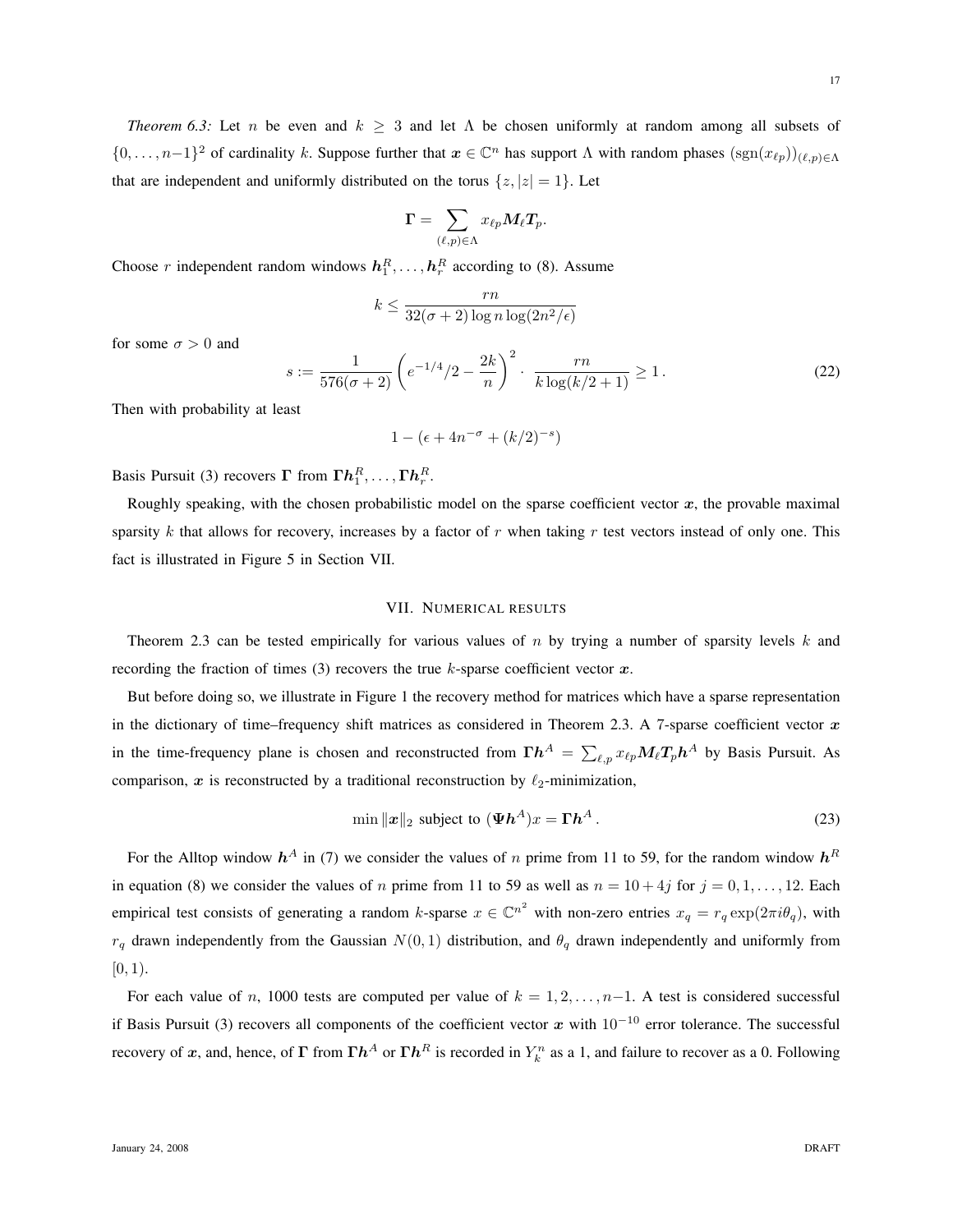*Theorem 6.3:* Let $n$ be even and $k \geq 3$ and let $\Lambda$ be chosen uniformly at random among all subsets of $\{0, \ldots, n-1\}^2$ of cardinality $k$. Suppose further that $\boldsymbol{x} \in \mathbb{C}^n$ has support $\Lambda$ with random phases $(\operatorname{sgn}(x_{\ell p}))_{(\ell,p)\in\Lambda}$ that are independent and uniformly distributed on the torus $\{z, |z| = 1\}$. Let

$$\boldsymbol{\Gamma} = \sum_{(\ell,p)\in\Lambda} x_{\ell p} \boldsymbol{M}_\ell \boldsymbol{T}_p.$$

Choose $r$ independent random windows $\boldsymbol{h}_1^R, \ldots, \boldsymbol{h}_r^R$ according to (8). Assume

$$k \leq \frac{rn}{32(\sigma+2)\log n \log(2n^2/\epsilon)}$$

for some $\sigma > 0$ and

$$s := \frac{1}{576(\sigma+2)} \left( e^{-1/4}/2 - \frac{2k}{n} \right)^2 \cdot \frac{rn}{k \log(k/2+1)} \geq 1 \,. \tag{22}$$

Then with probability at least

$$1 - (\epsilon + 4n^{-\sigma} + (k/2)^{-s})$$

Basis Pursuit (3) recovers $\boldsymbol{\Gamma}$ from $\boldsymbol{\Gamma}\boldsymbol{h}_1^R, \ldots, \boldsymbol{\Gamma}\boldsymbol{h}_r^R$.

Roughly speaking, with the chosen probabilistic model on the sparse coefficient vector $\boldsymbol{x}$, the provable maximal sparsity $k$ that allows for recovery, increases by a factor of $r$ when taking $r$ test vectors instead of only one. This fact is illustrated in Figure 5 in Section VII.

## VII. Numerical results

Theorem 2.3 can be tested empirically for various values of $n$ by trying a number of sparsity levels $k$ and recording the fraction of times (3) recovers the true $k$-sparse coefficient vector $\boldsymbol{x}$.

But before doing so, we illustrate in Figure 1 the recovery method for matrices which have a sparse representation in the dictionary of time–frequency shift matrices as considered in Theorem 2.3. A 7-sparse coefficient vector $\boldsymbol{x}$ in the time-frequency plane is chosen and reconstructed from $\boldsymbol{\Gamma}\boldsymbol{h}^A = \sum_{\ell,p} x_{\ell p} \boldsymbol{M}_\ell \boldsymbol{T}_p \boldsymbol{h}^A$ by Basis Pursuit. As comparison, $\boldsymbol{x}$ is reconstructed by a traditional reconstruction by $\ell_2$-minimization,

$$\min \|\boldsymbol{x}\|_2 \text{ subject to } (\boldsymbol{\Psi}\boldsymbol{h}^A)x = \boldsymbol{\Gamma}\boldsymbol{h}^A \,. \tag{23}$$

For the Alltop window $\boldsymbol{h}^A$ in (7) we consider the values of $n$ prime from 11 to 59, for the random window $\boldsymbol{h}^R$ in equation (8) we consider the values of $n$ prime from 11 to 59 as well as $n = 10 + 4j$ for $j = 0, 1, \ldots, 12$. Each empirical test consists of generating a random $k$-sparse $x \in \mathbb{C}^{n^2}$ with non-zero entries $x_q = r_q \exp(2\pi i \theta_q)$, with $r_q$ drawn independently from the Gaussian $N(0,1)$ distribution, and $\theta_q$ drawn independently and uniformly from $[0, 1)$.

For each value of $n$, 1000 tests are computed per value of $k = 1, 2, \ldots, n-1$. A test is considered successful if Basis Pursuit (3) recovers all components of the coefficient vector $\boldsymbol{x}$ with $10^{-10}$ error tolerance. The successful recovery of $\boldsymbol{x}$, and, hence, of $\boldsymbol{\Gamma}$ from $\boldsymbol{\Gamma}\boldsymbol{h}^A$ or $\boldsymbol{\Gamma}\boldsymbol{h}^R$ is recorded in $Y_k^n$ as a 1, and failure to recover as a 0. Following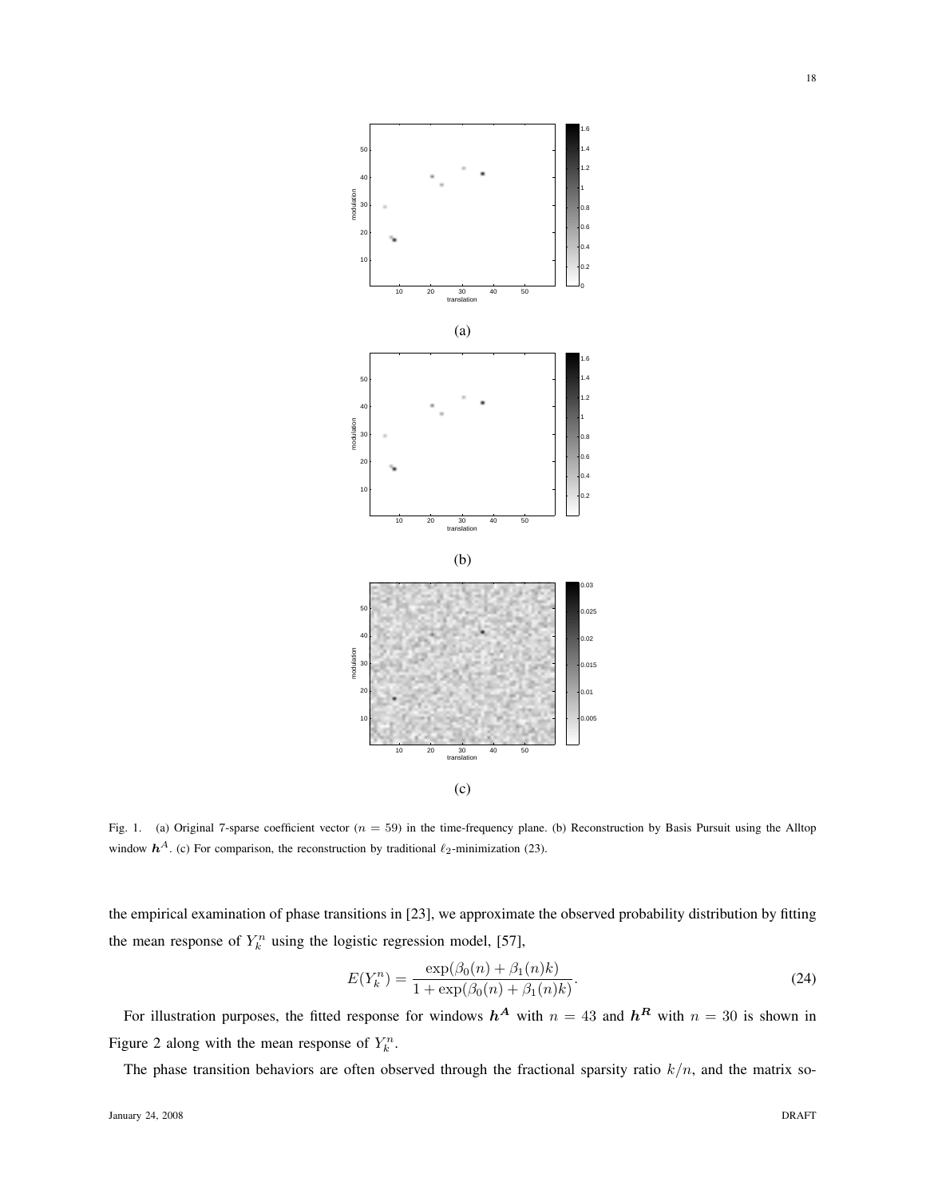(a)

(b)

(c)

Fig. 1. (a) Original 7-sparse coefficient vector ($n = 59$) in the time-frequency plane. (b) Reconstruction by Basis Pursuit using the Alltop window $\boldsymbol{h}^A$. (c) For comparison, the reconstruction by traditional $\ell_2$-minimization (23).

the empirical examination of phase transitions in [23], we approximate the observed probability distribution by fitting the mean response of $Y_k^n$ using the logistic regression model, [57],

$$E(Y_k^n) = \frac{\exp(\beta_0(n) + \beta_1(n)k)}{1 + \exp(\beta_0(n) + \beta_1(n)k)}. \tag{24}$$

For illustration purposes, the fitted response for windows $\boldsymbol{h^A}$ with $n = 43$ and $\boldsymbol{h^R}$ with $n = 30$ is shown in Figure 2 along with the mean response of $Y_k^n$.

The phase transition behaviors are often observed through the fractional sparsity ratio $k/n$, and the matrix so-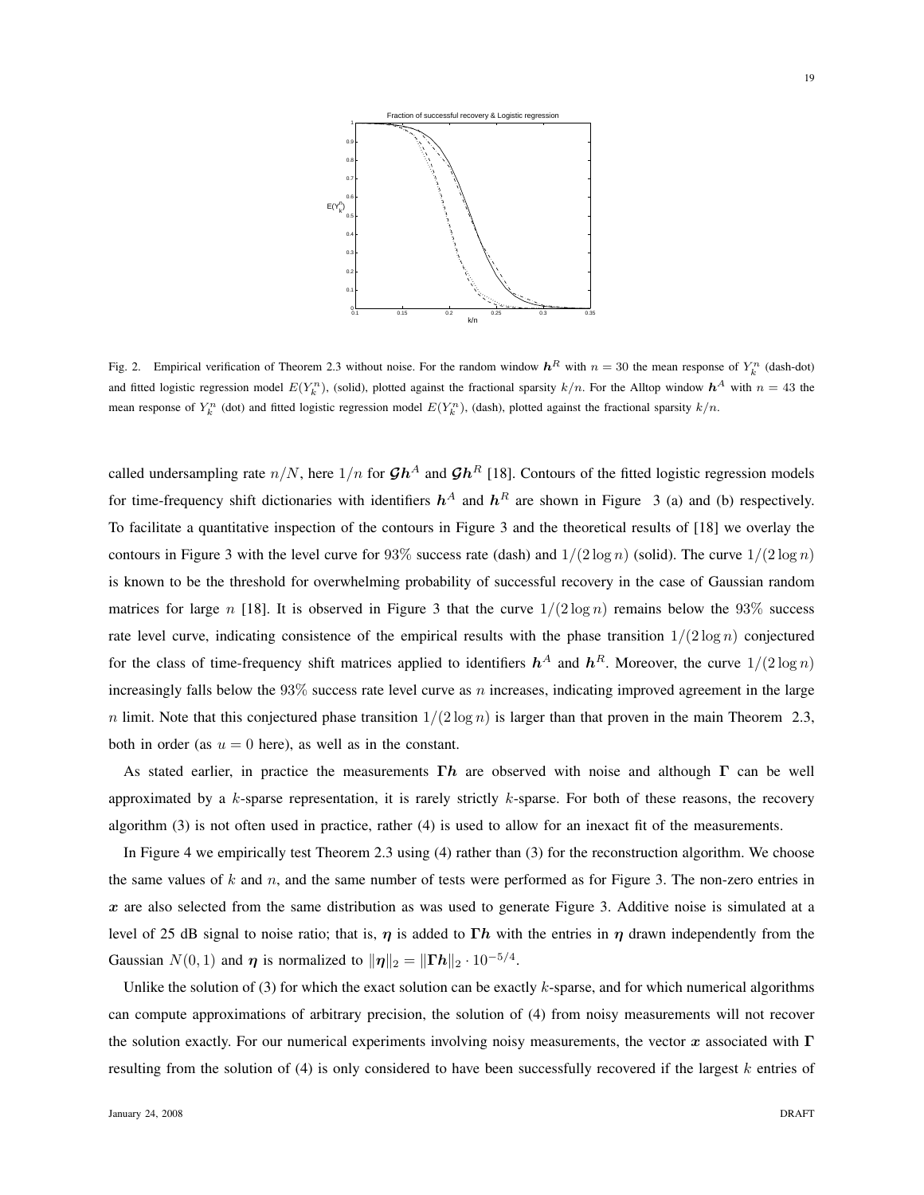Fig. 2. Empirical verification of Theorem 2.3 without noise. For the random window $\boldsymbol{h}^R$ with $n = 30$ the mean response of $Y_k^n$ (dash-dot) and fitted logistic regression model $E(Y_k^n)$, (solid), plotted against the fractional sparsity $k/n$. For the Alltop window $\boldsymbol{h}^A$ with $n = 43$ the mean response of $Y_k^n$ (dot) and fitted logistic regression model $E(Y_k^n)$, (dash), plotted against the fractional sparsity $k/n$.

called undersampling rate $n/N$, here $1/n$ for $\mathcal{G}\boldsymbol{h}^A$ and $\mathcal{G}\boldsymbol{h}^R$ [18]. Contours of the fitted logistic regression models for time-frequency shift dictionaries with identifiers $\boldsymbol{h}^A$ and $\boldsymbol{h}^R$ are shown in Figure 3 (a) and (b) respectively. To facilitate a quantitative inspection of the contours in Figure 3 and the theoretical results of [18] we overlay the contours in Figure 3 with the level curve for $93\%$ success rate (dash) and $1/(2\log n)$ (solid). The curve $1/(2\log n)$ is known to be the threshold for overwhelming probability of successful recovery in the case of Gaussian random matrices for large $n$ [18]. It is observed in Figure 3 that the curve $1/(2\log n)$ remains below the $93\%$ success rate level curve, indicating consistence of the empirical results with the phase transition $1/(2\log n)$ conjectured for the class of time-frequency shift matrices applied to identifiers $\boldsymbol{h}^A$ and $\boldsymbol{h}^R$. Moreover, the curve $1/(2\log n)$ increasingly falls below the $93\%$ success rate level curve as $n$ increases, indicating improved agreement in the large $n$ limit. Note that this conjectured phase transition $1/(2\log n)$ is larger than that proven in the main Theorem 2.3, both in order (as $u = 0$ here), as well as in the constant.

As stated earlier, in practice the measurements $\boldsymbol{\Gamma h}$ are observed with noise and although $\boldsymbol{\Gamma}$ can be well approximated by a $k$-sparse representation, it is rarely strictly $k$-sparse. For both of these reasons, the recovery algorithm (3) is not often used in practice, rather (4) is used to allow for an inexact fit of the measurements.

In Figure 4 we empirically test Theorem 2.3 using (4) rather than (3) for the reconstruction algorithm. We choose the same values of $k$ and $n$, and the same number of tests were performed as for Figure 3. The non-zero entries in $\boldsymbol{x}$ are also selected from the same distribution as was used to generate Figure 3. Additive noise is simulated at a level of 25 dB signal to noise ratio; that is, $\boldsymbol{\eta}$ is added to $\boldsymbol{\Gamma h}$ with the entries in $\boldsymbol{\eta}$ drawn independently from the Gaussian $N(0,1)$ and $\boldsymbol{\eta}$ is normalized to $\|\boldsymbol{\eta}\|_2 = \|\boldsymbol{\Gamma h}\|_2 \cdot 10^{-5/4}$.

Unlike the solution of (3) for which the exact solution can be exactly $k$-sparse, and for which numerical algorithms can compute approximations of arbitrary precision, the solution of (4) from noisy measurements will not recover the solution exactly. For our numerical experiments involving noisy measurements, the vector $\boldsymbol{x}$ associated with $\boldsymbol{\Gamma}$ resulting from the solution of (4) is only considered to have been successfully recovered if the largest $k$ entries of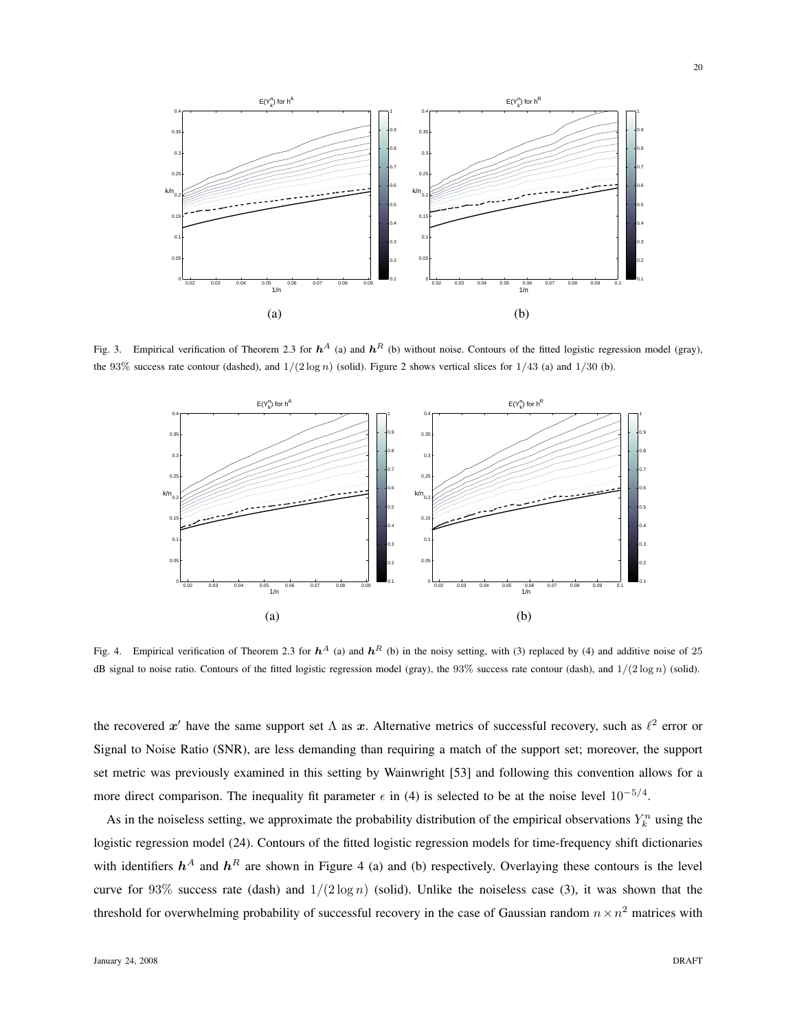Fig. 3. Empirical verification of Theorem 2.3 for $\boldsymbol{h}^A$ (a) and $\boldsymbol{h}^R$ (b) without noise. Contours of the fitted logistic regression model (gray), the 93% success rate contour (dashed), and $1/(2\log n)$ (solid). Figure 2 shows vertical slices for $1/43$ (a) and $1/30$ (b).

Fig. 4. Empirical verification of Theorem 2.3 for $\boldsymbol{h}^A$ (a) and $\boldsymbol{h}^R$ (b) in the noisy setting, with (3) replaced by (4) and additive noise of 25 dB signal to noise ratio. Contours of the fitted logistic regression model (gray), the 93% success rate contour (dash), and $1/(2\log n)$ (solid).

the recovered $\boldsymbol{x}'$ have the same support set $\Lambda$ as $\boldsymbol{x}$. Alternative metrics of successful recovery, such as $\ell^2$ error or Signal to Noise Ratio (SNR), are less demanding than requiring a match of the support set; moreover, the support set metric was previously examined in this setting by Wainwright [53] and following this convention allows for a more direct comparison. The inequality fit parameter $\epsilon$ in (4) is selected to be at the noise level $10^{-5/4}$.

As in the noiseless setting, we approximate the probability distribution of the empirical observations $Y_k^n$ using the logistic regression model (24). Contours of the fitted logistic regression models for time-frequency shift dictionaries with identifiers $\boldsymbol{h}^A$ and $\boldsymbol{h}^R$ are shown in Figure 4 (a) and (b) respectively. Overlaying these contours is the level curve for 93% success rate (dash) and $1/(2\log n)$ (solid). Unlike the noiseless case (3), it was shown that the threshold for overwhelming probability of successful recovery in the case of Gaussian random $n \times n^2$ matrices with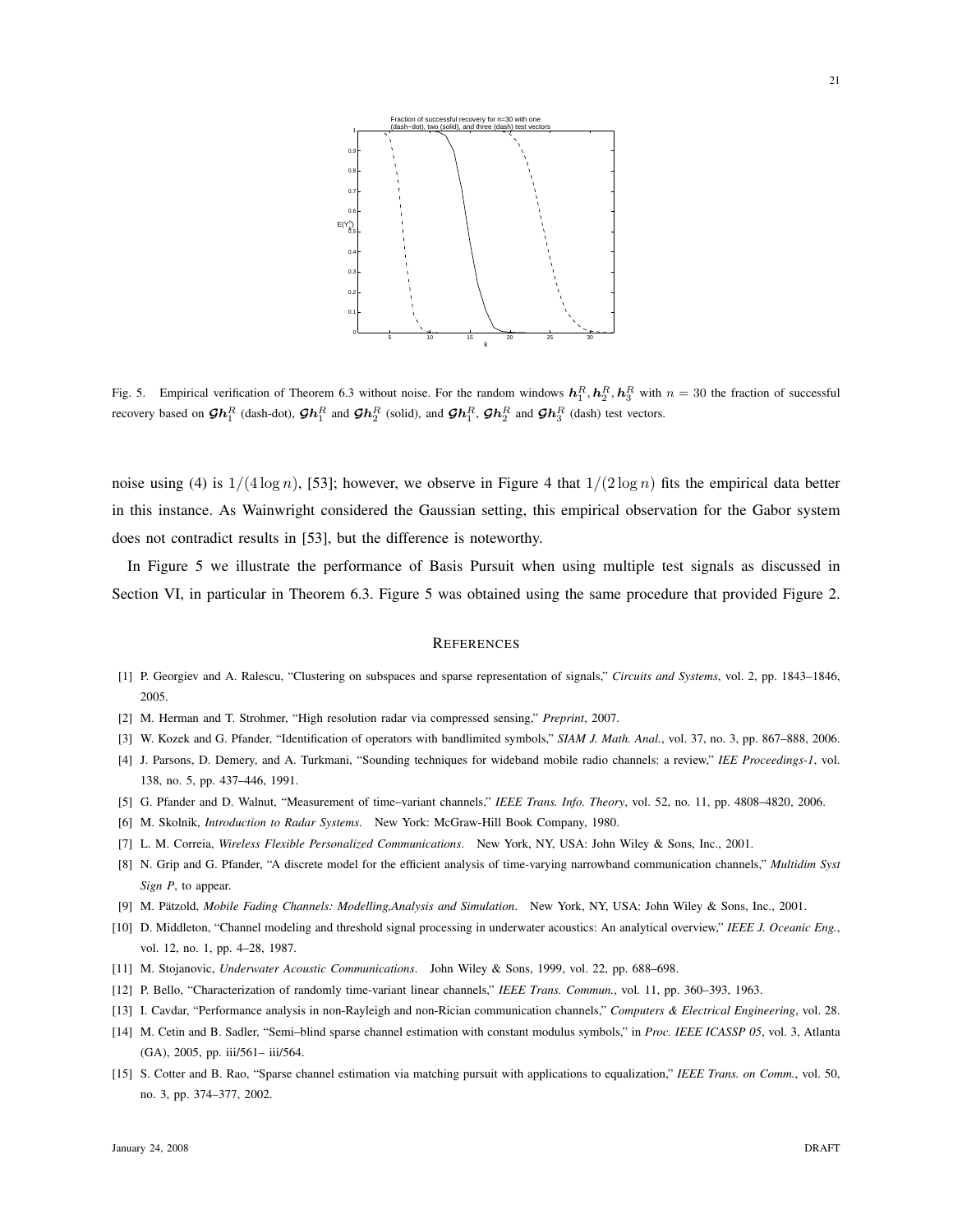Fig. 5. Empirical verification of Theorem 6.3 without noise. For the random windows $\boldsymbol{h}_1^R, \boldsymbol{h}_2^R, \boldsymbol{h}_3^R$ with $n = 30$ the fraction of successful recovery based on $\boldsymbol{\mathcal{G}h}_1^R$ (dash-dot), $\boldsymbol{\mathcal{G}h}_1^R$ and $\boldsymbol{\mathcal{G}h}_2^R$ (solid), and $\boldsymbol{\mathcal{G}h}_1^R$, $\boldsymbol{\mathcal{G}h}_2^R$ and $\boldsymbol{\mathcal{G}h}_3^R$ (dash) test vectors.

noise using (4) is $1/(4 \log n)$, [53]; however, we observe in Figure 4 that $1/(2 \log n)$ fits the empirical data better in this instance. As Wainwright considered the Gaussian setting, this empirical observation for the Gabor system does not contradict results in [53], but the difference is noteworthy.

In Figure 5 we illustrate the performance of Basis Pursuit when using multiple test signals as discussed in Section VI, in particular in Theorem 6.3. Figure 5 was obtained using the same procedure that provided Figure 2.

## References

[1] P. Georgiev and A. Ralescu, "Clustering on subspaces and sparse representation of signals," *Circuits and Systems*, vol. 2, pp. 1843–1846, 2005.

[2] M. Herman and T. Strohmer, "High resolution radar via compressed sensing," *Preprint*, 2007.

[3] W. Kozek and G. Pfander, "Identification of operators with bandlimited symbols," *SIAM J. Math. Anal.*, vol. 37, no. 3, pp. 867–888, 2006.

[4] J. Parsons, D. Demery, and A. Turkmani, "Sounding techniques for wideband mobile radio channels: a review," *IEE Proceedings-1*, vol. 138, no. 5, pp. 437–446, 1991.

[5] G. Pfander and D. Walnut, "Measurement of time–variant channels," *IEEE Trans. Info. Theory*, vol. 52, no. 11, pp. 4808–4820, 2006.

[6] M. Skolnik, *Introduction to Radar Systems*. New York: McGraw-Hill Book Company, 1980.

[7] L. M. Correia, *Wireless Flexible Personalized Communications*. New York, NY, USA: John Wiley & Sons, Inc., 2001.

[8] N. Grip and G. Pfander, "A discrete model for the efficient analysis of time-varying narrowband communication channels," *Multidim Syst Sign P*, to appear.

[9] M. Pätzold, *Mobile Fading Channels: Modelling,Analysis and Simulation*. New York, NY, USA: John Wiley & Sons, Inc., 2001.

[10] D. Middleton, "Channel modeling and threshold signal processing in underwater acoustics: An analytical overview," *IEEE J. Oceanic Eng.*, vol. 12, no. 1, pp. 4–28, 1987.

[11] M. Stojanovic, *Underwater Acoustic Communications*. John Wiley & Sons, 1999, vol. 22, pp. 688–698.

[12] P. Bello, "Characterization of randomly time-variant linear channels," *IEEE Trans. Commun.*, vol. 11, pp. 360–393, 1963.

[13] I. Cavdar, "Performance analysis in non-Rayleigh and non-Rician communication channels," *Computers & Electrical Engineering*, vol. 28.

[14] M. Cetin and B. Sadler, "Semi–blind sparse channel estimation with constant modulus symbols," in *Proc. IEEE ICASSP 05*, vol. 3, Atlanta (GA), 2005, pp. iii/561– iii/564.

[15] S. Cotter and B. Rao, "Sparse channel estimation via matching pursuit with applications to equalization," *IEEE Trans. on Comm.*, vol. 50, no. 3, pp. 374–377, 2002.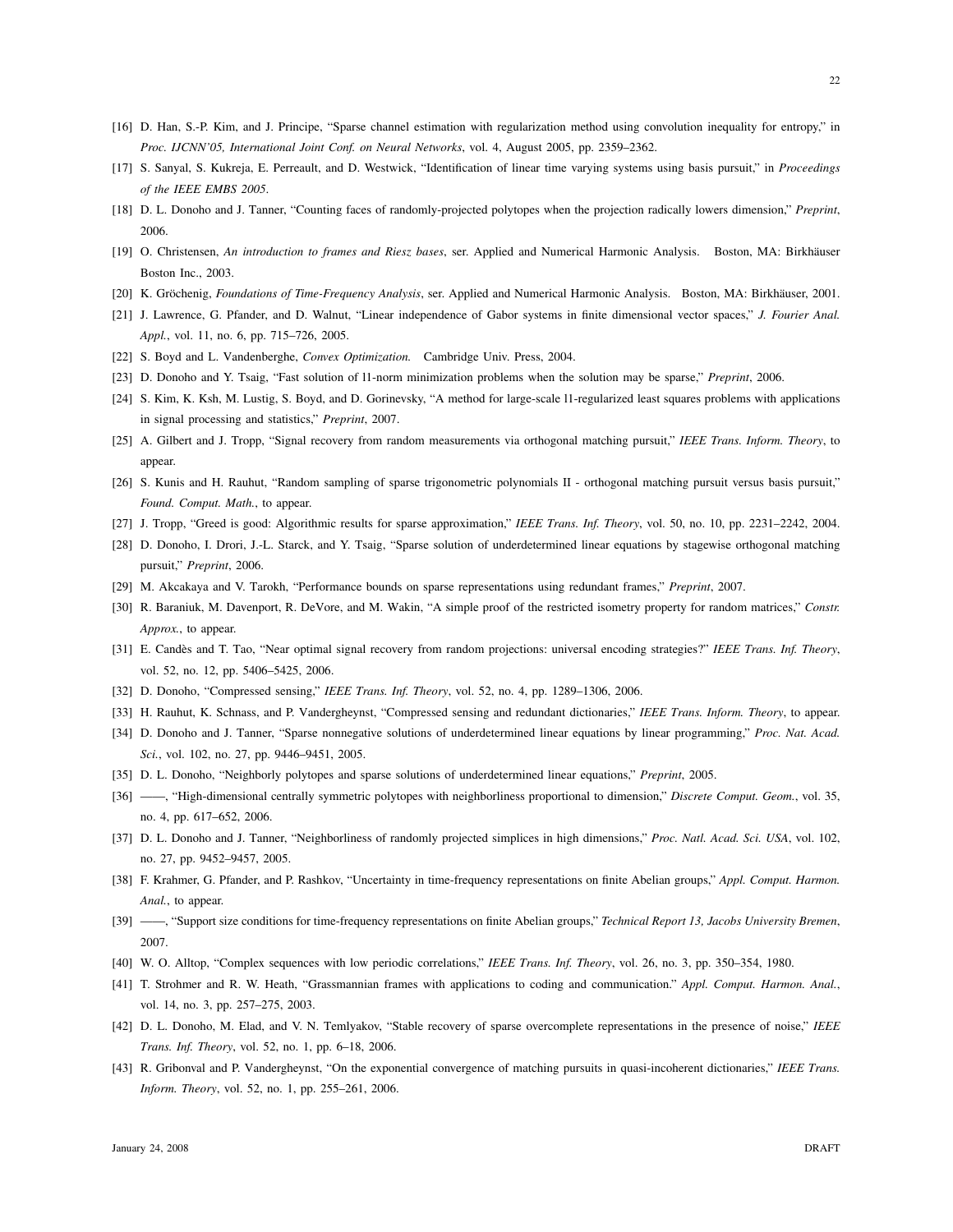[16] D. Han, S.-P. Kim, and J. Principe, “Sparse channel estimation with regularization method using convolution inequality for entropy,” in *Proc. IJCNN’05, International Joint Conf. on Neural Networks*, vol. 4, August 2005, pp. 2359–2362.

[17] S. Sanyal, S. Kukreja, E. Perreault, and D. Westwick, “Identification of linear time varying systems using basis pursuit,” in *Proceedings of the IEEE EMBS 2005*.

[18] D. L. Donoho and J. Tanner, “Counting faces of randomly-projected polytopes when the projection radically lowers dimension,” *Preprint*, 2006.

[19] O. Christensen, *An introduction to frames and Riesz bases*, ser. Applied and Numerical Harmonic Analysis. Boston, MA: Birkhäuser Boston Inc., 2003.

[20] K. Gröchenig, *Foundations of Time-Frequency Analysis*, ser. Applied and Numerical Harmonic Analysis. Boston, MA: Birkhäuser, 2001.

[21] J. Lawrence, G. Pfander, and D. Walnut, “Linear independence of Gabor systems in finite dimensional vector spaces,” *J. Fourier Anal. Appl.*, vol. 11, no. 6, pp. 715–726, 2005.

[22] S. Boyd and L. Vandenberghe, *Convex Optimization.* Cambridge Univ. Press, 2004.

[23] D. Donoho and Y. Tsaig, “Fast solution of l1-norm minimization problems when the solution may be sparse,” *Preprint*, 2006.

[24] S. Kim, K. Ksh, M. Lustig, S. Boyd, and D. Gorinevsky, “A method for large-scale l1-regularized least squares problems with applications in signal processing and statistics,” *Preprint*, 2007.

[25] A. Gilbert and J. Tropp, “Signal recovery from random measurements via orthogonal matching pursuit,” *IEEE Trans. Inform. Theory*, to appear.

[26] S. Kunis and H. Rauhut, “Random sampling of sparse trigonometric polynomials II - orthogonal matching pursuit versus basis pursuit,” *Found. Comput. Math.*, to appear.

[27] J. Tropp, “Greed is good: Algorithmic results for sparse approximation,” *IEEE Trans. Inf. Theory*, vol. 50, no. 10, pp. 2231–2242, 2004.

[28] D. Donoho, I. Drori, J.-L. Starck, and Y. Tsaig, “Sparse solution of underdetermined linear equations by stagewise orthogonal matching pursuit,” *Preprint*, 2006.

[29] M. Akcakaya and V. Tarokh, “Performance bounds on sparse representations using redundant frames,” *Preprint*, 2007.

[30] R. Baraniuk, M. Davenport, R. DeVore, and M. Wakin, “A simple proof of the restricted isometry property for random matrices,” *Constr. Approx.*, to appear.

[31] E. Candès and T. Tao, “Near optimal signal recovery from random projections: universal encoding strategies?” *IEEE Trans. Inf. Theory*, vol. 52, no. 12, pp. 5406–5425, 2006.

[32] D. Donoho, “Compressed sensing,” *IEEE Trans. Inf. Theory*, vol. 52, no. 4, pp. 1289–1306, 2006.

[33] H. Rauhut, K. Schnass, and P. Vandergheynst, “Compressed sensing and redundant dictionaries,” *IEEE Trans. Inform. Theory*, to appear.

[34] D. Donoho and J. Tanner, “Sparse nonnegative solutions of underdetermined linear equations by linear programming,” *Proc. Nat. Acad. Sci.*, vol. 102, no. 27, pp. 9446–9451, 2005.

[35] D. L. Donoho, “Neighborly polytopes and sparse solutions of underdetermined linear equations,” *Preprint*, 2005.

[36] ——, “High-dimensional centrally symmetric polytopes with neighborliness proportional to dimension,” *Discrete Comput. Geom.*, vol. 35, no. 4, pp. 617–652, 2006.

[37] D. L. Donoho and J. Tanner, “Neighborliness of randomly projected simplices in high dimensions,” *Proc. Natl. Acad. Sci. USA*, vol. 102, no. 27, pp. 9452–9457, 2005.

[38] F. Krahmer, G. Pfander, and P. Rashkov, “Uncertainty in time-frequency representations on finite Abelian groups,” *Appl. Comput. Harmon. Anal.*, to appear.

[39] ——, “Support size conditions for time-frequency representations on finite Abelian groups,” *Technical Report 13, Jacobs University Bremen*, 2007.

[40] W. O. Alltop, “Complex sequences with low periodic correlations,” *IEEE Trans. Inf. Theory*, vol. 26, no. 3, pp. 350–354, 1980.

[41] T. Strohmer and R. W. Heath, “Grassmannian frames with applications to coding and communication.” *Appl. Comput. Harmon. Anal.*, vol. 14, no. 3, pp. 257–275, 2003.

[42] D. L. Donoho, M. Elad, and V. N. Temlyakov, “Stable recovery of sparse overcomplete representations in the presence of noise,” *IEEE Trans. Inf. Theory*, vol. 52, no. 1, pp. 6–18, 2006.

[43] R. Gribonval and P. Vandergheynst, “On the exponential convergence of matching pursuits in quasi-incoherent dictionaries,” *IEEE Trans. Inform. Theory*, vol. 52, no. 1, pp. 255–261, 2006.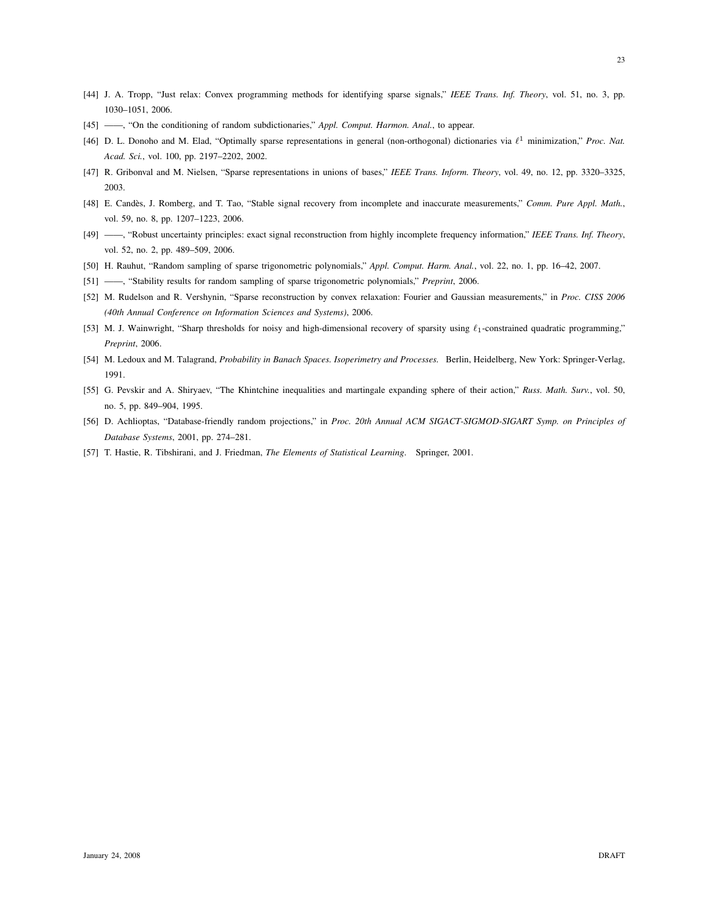[44] J. A. Tropp, "Just relax: Convex programming methods for identifying sparse signals," *IEEE Trans. Inf. Theory*, vol. 51, no. 3, pp. 1030–1051, 2006.

[45] ——, "On the conditioning of random subdictionaries," *Appl. Comput. Harmon. Anal.*, to appear.

[46] D. L. Donoho and M. Elad, "Optimally sparse representations in general (non-orthogonal) dictionaries via $\ell^1$ minimization," *Proc. Nat. Acad. Sci.*, vol. 100, pp. 2197–2202, 2002.

[47] R. Gribonval and M. Nielsen, "Sparse representations in unions of bases," *IEEE Trans. Inform. Theory*, vol. 49, no. 12, pp. 3320–3325, 2003.

[48] E. Candès, J. Romberg, and T. Tao, "Stable signal recovery from incomplete and inaccurate measurements," *Comm. Pure Appl. Math.*, vol. 59, no. 8, pp. 1207–1223, 2006.

[49] ——, "Robust uncertainty principles: exact signal reconstruction from highly incomplete frequency information," *IEEE Trans. Inf. Theory*, vol. 52, no. 2, pp. 489–509, 2006.

[50] H. Rauhut, "Random sampling of sparse trigonometric polynomials," *Appl. Comput. Harm. Anal.*, vol. 22, no. 1, pp. 16–42, 2007.

[51] ——, "Stability results for random sampling of sparse trigonometric polynomials," *Preprint*, 2006.

[52] M. Rudelson and R. Vershynin, "Sparse reconstruction by convex relaxation: Fourier and Gaussian measurements," in *Proc. CISS 2006 (40th Annual Conference on Information Sciences and Systems)*, 2006.

[53] M. J. Wainwright, "Sharp thresholds for noisy and high-dimensional recovery of sparsity using $\ell_1$-constrained quadratic programming," *Preprint*, 2006.

[54] M. Ledoux and M. Talagrand, *Probability in Banach Spaces. Isoperimetry and Processes.* Berlin, Heidelberg, New York: Springer-Verlag, 1991.

[55] G. Pevskir and A. Shiryaev, "The Khintchine inequalities and martingale expanding sphere of their action," *Russ. Math. Surv.*, vol. 50, no. 5, pp. 849–904, 1995.

[56] D. Achlioptas, "Database-friendly random projections," in *Proc. 20th Annual ACM SIGACT-SIGMOD-SIGART Symp. on Principles of Database Systems*, 2001, pp. 274–281.

[57] T. Hastie, R. Tibshirani, and J. Friedman, *The Elements of Statistical Learning*. Springer, 2001.